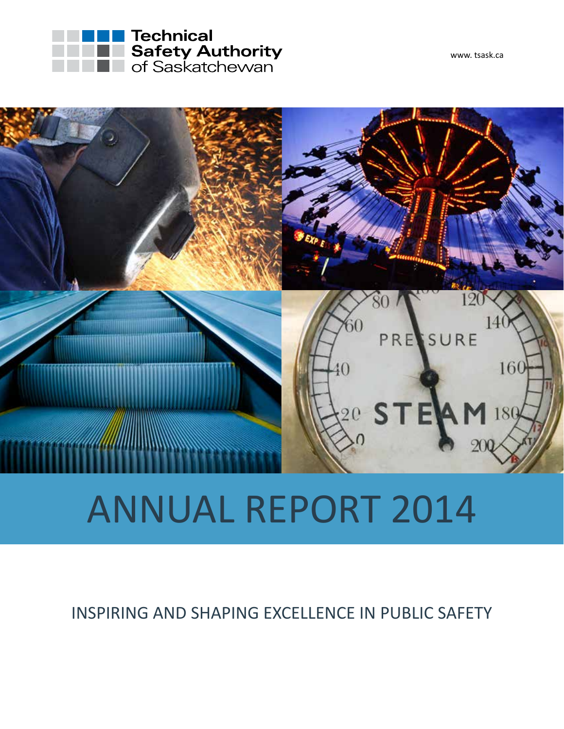Technical Safety Authority of Saskatchewan

www. tsask.ca

# ANNUAL REPORT 2014

INSPIRING AND SHAPING EXCELLENCE IN PUBLIC SAFETY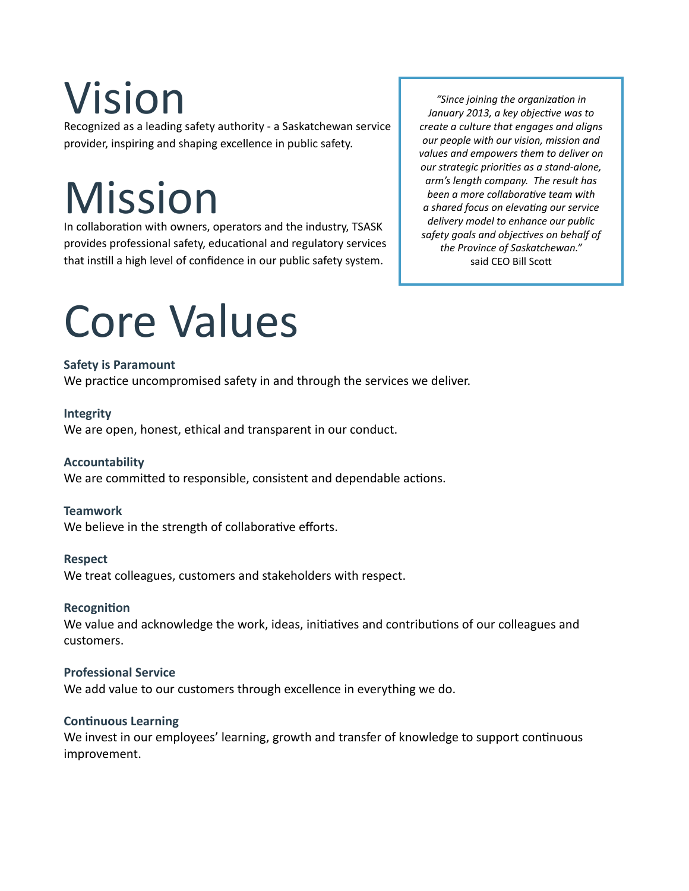# Vision

Recognized as a leading safety authority - a Saskatchewan service provider, inspiring and shaping excellence in public safety.

# Mission

In collaboration with owners, operators and the industry, TSASK provides professional safety, educational and regulatory services that instill a high level of confidence in our public safety system.

> *"Since joining the organization in January 2013, a key objective was to create a culture that engages and aligns our people with our vision, mission and values and empowers them to deliver on our strategic priorities as a stand-alone, arm's length company. The result has been a more collaborative team with a shared focus on elevating our service delivery model to enhance our public safety goals and objectives on behalf of the Province of Saskatchewan."*
> said CEO Bill Scott

# Core Values

**Safety is Paramount**
We practice uncompromised safety in and through the services we deliver.

**Integrity**
We are open, honest, ethical and transparent in our conduct.

**Accountability**
We are committed to responsible, consistent and dependable actions.

**Teamwork**
We believe in the strength of collaborative efforts.

**Respect**
We treat colleagues, customers and stakeholders with respect.

**Recognition**
We value and acknowledge the work, ideas, initiatives and contributions of our colleagues and customers.

**Professional Service**
We add value to our customers through excellence in everything we do.

**Continuous Learning**
We invest in our employees' learning, growth and transfer of knowledge to support continuous improvement.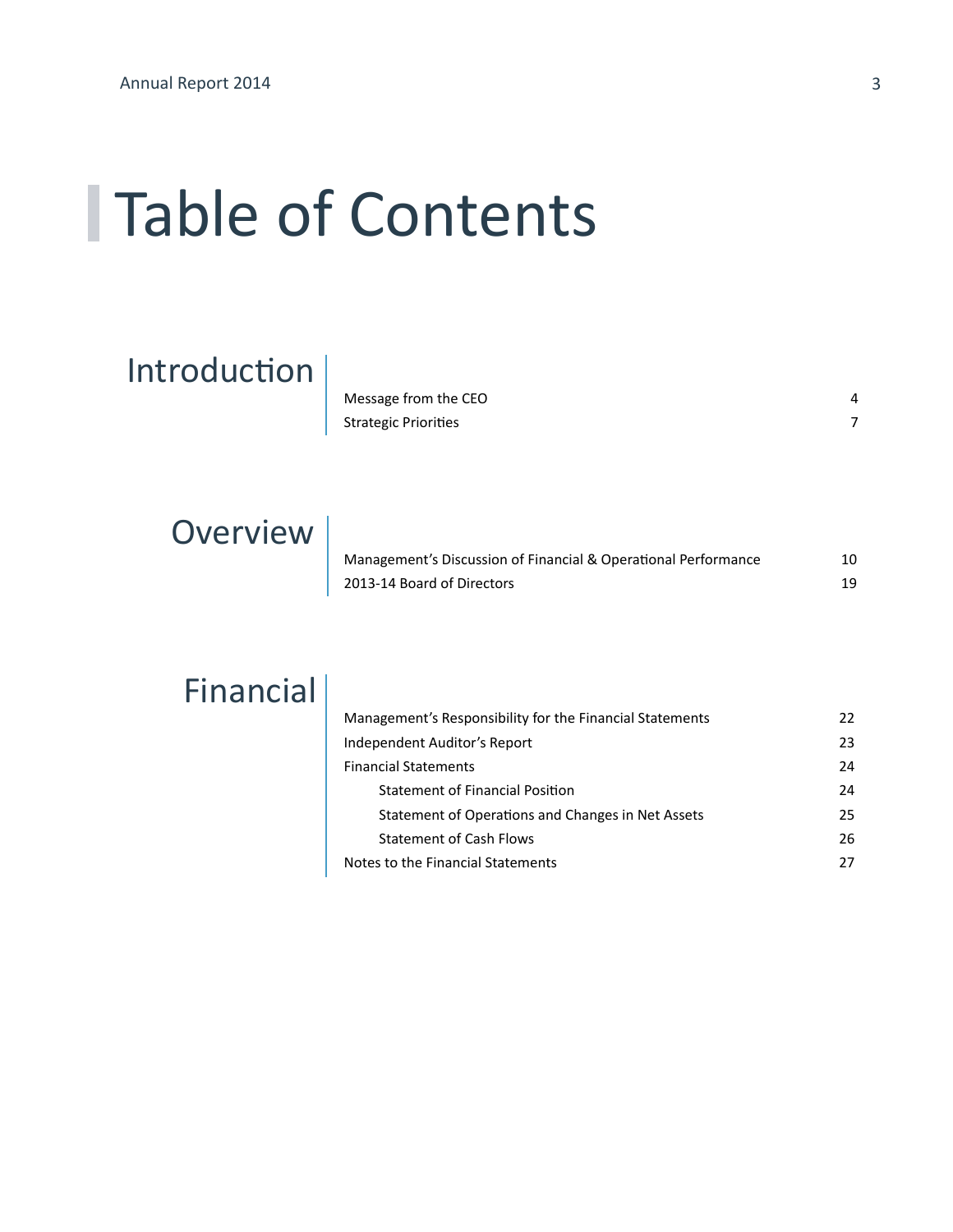# Table of Contents

## Introduction

| | |
|---|---|
| Message from the CEO | 4 |
| Strategic Priorities | 7 |

## Overview

| | |
|---|---|
| Management's Discussion of Financial & Operational Performance | 10 |
| 2013-14 Board of Directors | 19 |

## Financial

| | |
|---|---|
| Management's Responsibility for the Financial Statements | 22 |
| Independent Auditor's Report | 23 |
| Financial Statements | 24 |
| Statement of Financial Position | 24 |
| Statement of Operations and Changes in Net Assets | 25 |
| Statement of Cash Flows | 26 |
| Notes to the Financial Statements | 27 |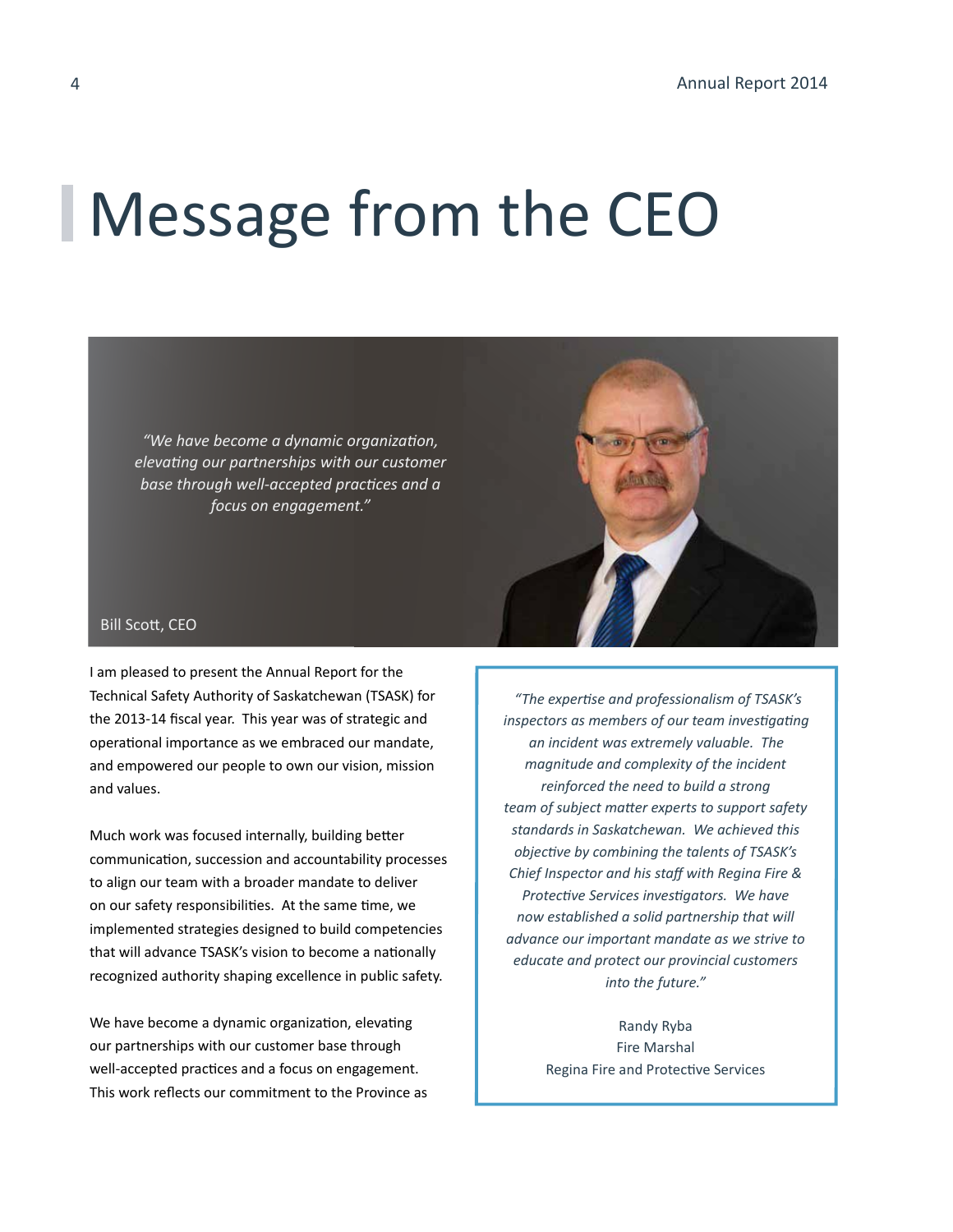# Message from the CEO

*"We have become a dynamic organization, elevating our partnerships with our customer base through well-accepted practices and a focus on engagement."*

Bill Scott, CEO

I am pleased to present the Annual Report for the Technical Safety Authority of Saskatchewan (TSASK) for the 2013-14 fiscal year. This year was of strategic and operational importance as we embraced our mandate, and empowered our people to own our vision, mission and values.

Much work was focused internally, building better communication, succession and accountability processes to align our team with a broader mandate to deliver on our safety responsibilities. At the same time, we implemented strategies designed to build competencies that will advance TSASK's vision to become a nationally recognized authority shaping excellence in public safety.

We have become a dynamic organization, elevating our partnerships with our customer base through well-accepted practices and a focus on engagement. This work reflects our commitment to the Province as

> *"The expertise and professionalism of TSASK's inspectors as members of our team investigating an incident was extremely valuable. The magnitude and complexity of the incident reinforced the need to build a strong team of subject matter experts to support safety standards in Saskatchewan. We achieved this objective by combining the talents of TSASK's Chief Inspector and his staff with Regina Fire & Protective Services investigators. We have now established a solid partnership that will advance our important mandate as we strive to educate and protect our provincial customers into the future."*
>
> Randy Ryba
> Fire Marshal
> Regina Fire and Protective Services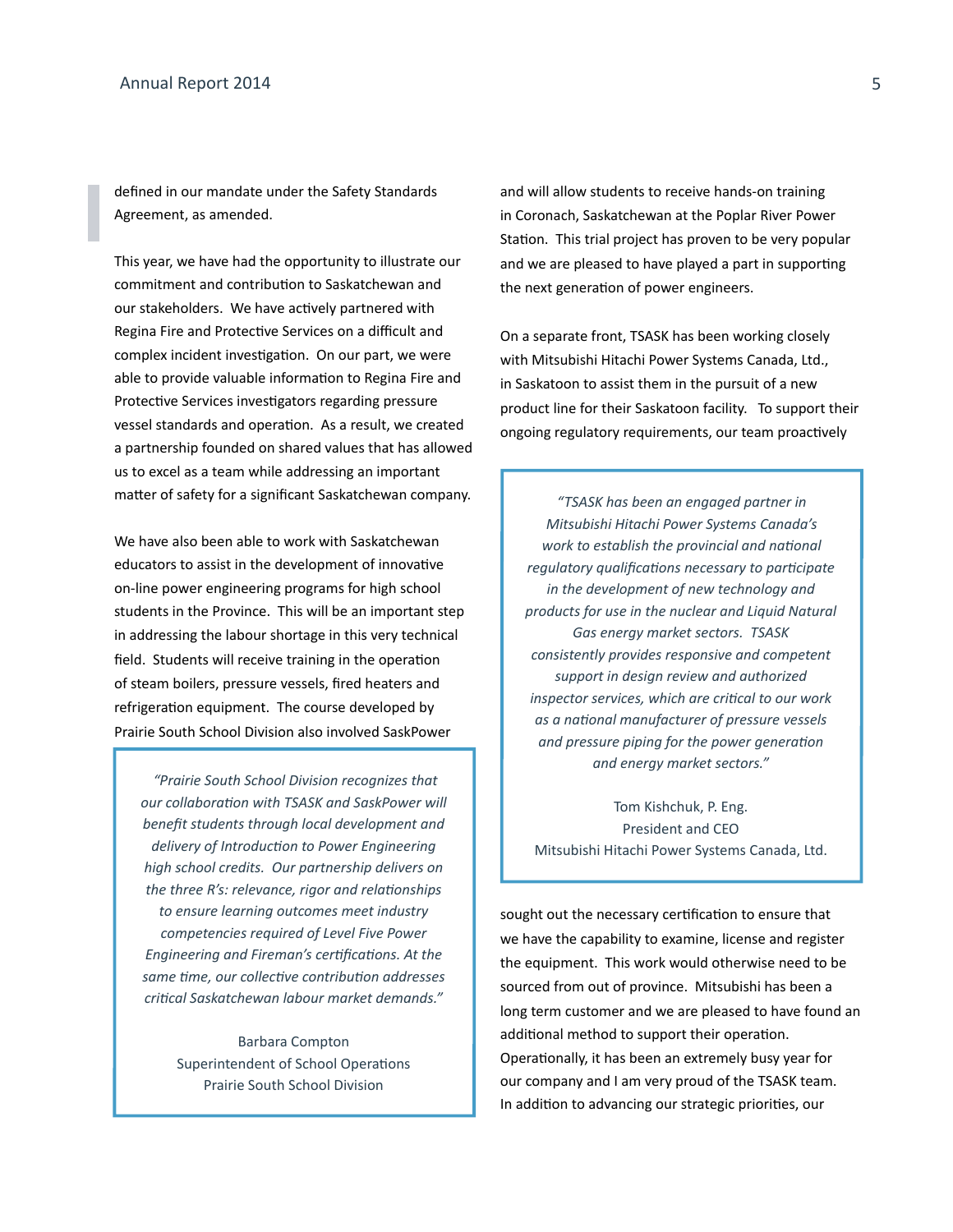defined in our mandate under the Safety Standards Agreement, as amended.

This year, we have had the opportunity to illustrate our commitment and contribution to Saskatchewan and our stakeholders. We have actively partnered with Regina Fire and Protective Services on a difficult and complex incident investigation. On our part, we were able to provide valuable information to Regina Fire and Protective Services investigators regarding pressure vessel standards and operation. As a result, we created a partnership founded on shared values that has allowed us to excel as a team while addressing an important matter of safety for a significant Saskatchewan company.

We have also been able to work with Saskatchewan educators to assist in the development of innovative on-line power engineering programs for high school students in the Province. This will be an important step in addressing the labour shortage in this very technical field. Students will receive training in the operation of steam boilers, pressure vessels, fired heaters and refrigeration equipment. The course developed by Prairie South School Division also involved SaskPower and will allow students to receive hands-on training in Coronach, Saskatchewan at the Poplar River Power Station. This trial project has proven to be very popular and we are pleased to have played a part in supporting the next generation of power engineers.

> *"Prairie South School Division recognizes that our collaboration with TSASK and SaskPower will benefit students through local development and delivery of Introduction to Power Engineering high school credits. Our partnership delivers on the three R's: relevance, rigor and relationships to ensure learning outcomes meet industry competencies required of Level Five Power Engineering and Fireman's certifications. At the same time, our collective contribution addresses critical Saskatchewan labour market demands."*
>
> Barbara Compton
> Superintendent of School Operations
> Prairie South School Division

On a separate front, TSASK has been working closely with Mitsubishi Hitachi Power Systems Canada, Ltd., in Saskatoon to assist them in the pursuit of a new product line for their Saskatoon facility. To support their ongoing regulatory requirements, our team proactively sought out the necessary certification to ensure that we have the capability to examine, license and register the equipment. This work would otherwise need to be sourced from out of province. Mitsubishi has been a long term customer and we are pleased to have found an additional method to support their operation. Operationally, it has been an extremely busy year for our company and I am very proud of the TSASK team. In addition to advancing our strategic priorities, our

> *"TSASK has been an engaged partner in Mitsubishi Hitachi Power Systems Canada's work to establish the provincial and national regulatory qualifications necessary to participate in the development of new technology and products for use in the nuclear and Liquid Natural Gas energy market sectors. TSASK consistently provides responsive and competent support in design review and authorized inspector services, which are critical to our work as a national manufacturer of pressure vessels and pressure piping for the power generation and energy market sectors."*
>
> Tom Kishchuk, P. Eng.
> President and CEO
> Mitsubishi Hitachi Power Systems Canada, Ltd.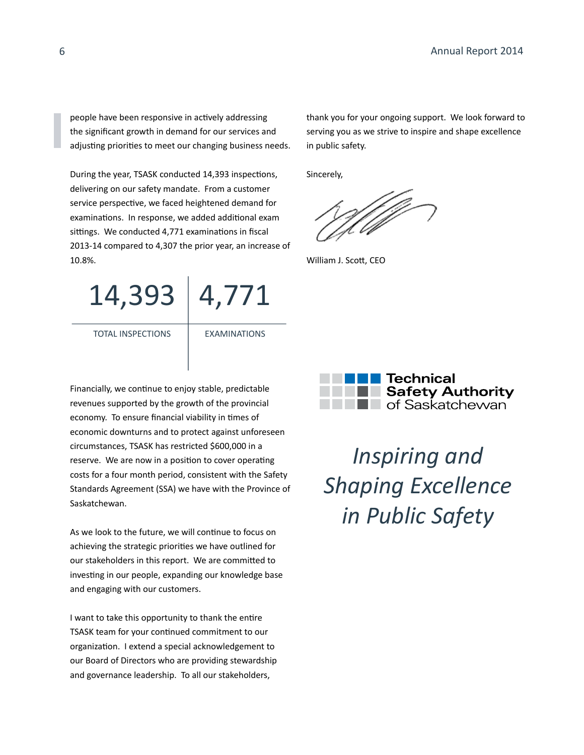people have been responsive in actively addressing the significant growth in demand for our services and adjusting priorities to meet our changing business needs.

During the year, TSASK conducted 14,393 inspections, delivering on our safety mandate. From a customer service perspective, we faced heightened demand for examinations. In response, we added additional exam sittings. We conducted 4,771 examinations in fiscal 2013-14 compared to 4,307 the prior year, an increase of 10.8%.

| 14,393 | 4,771 |
| --- | --- |
| TOTAL INSPECTIONS | EXAMINATIONS |

Financially, we continue to enjoy stable, predictable revenues supported by the growth of the provincial economy. To ensure financial viability in times of economic downturns and to protect against unforeseen circumstances, TSASK has restricted $600,000 in a reserve. We are now in a position to cover operating costs for a four month period, consistent with the Safety Standards Agreement (SSA) we have with the Province of Saskatchewan.

As we look to the future, we will continue to focus on achieving the strategic priorities we have outlined for our stakeholders in this report. We are committed to investing in our people, expanding our knowledge base and engaging with our customers.

I want to take this opportunity to thank the entire TSASK team for your continued commitment to our organization. I extend a special acknowledgement to our Board of Directors who are providing stewardship and governance leadership. To all our stakeholders, thank you for your ongoing support. We look forward to serving you as we strive to inspire and shape excellence in public safety.

Sincerely,

William J. Scott, CEO

Technical Safety Authority of Saskatchewan

*Inspiring and Shaping Excellence in Public Safety*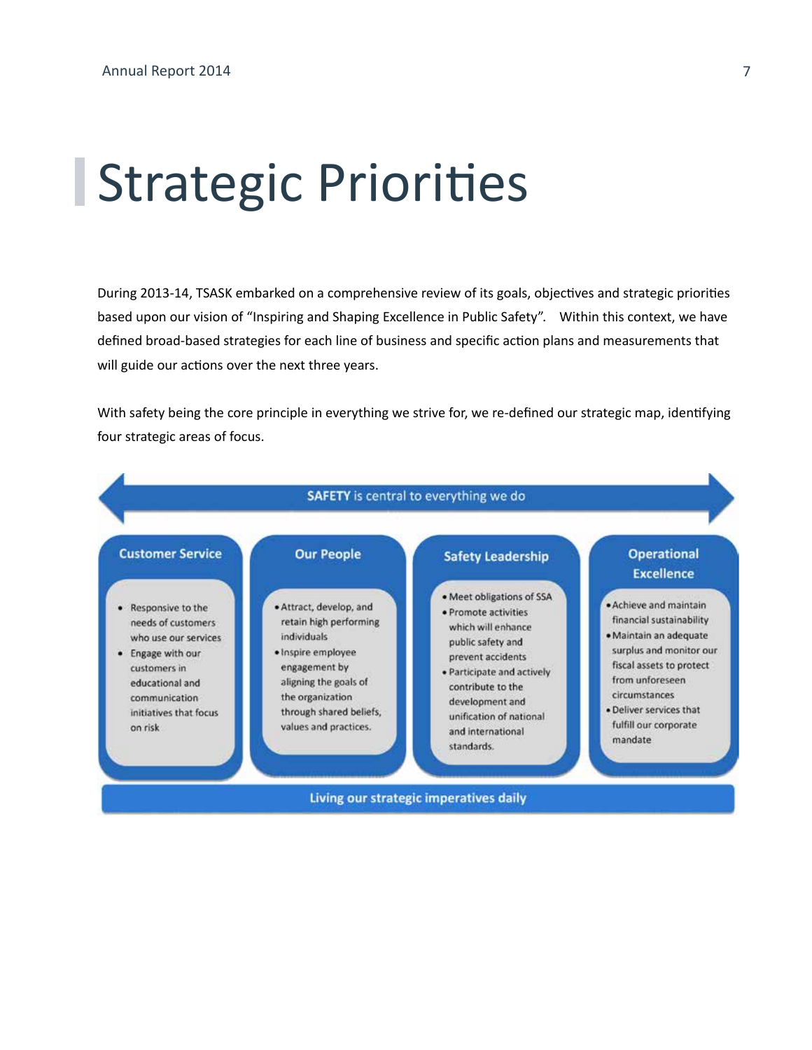# Strategic Priorities

During 2013-14, TSASK embarked on a comprehensive review of its goals, objectives and strategic priorities based upon our vision of "Inspiring and Shaping Excellence in Public Safety". Within this context, we have defined broad-based strategies for each line of business and specific action plans and measurements that will guide our actions over the next three years.

With safety being the core principle in everything we strive for, we re-defined our strategic map, identifying four strategic areas of focus.

**SAFETY** is central to everything we do

**Customer Service**

- Responsive to the needs of customers who use our services
- Engage with our customers in educational and communication initiatives that focus on risk

**Our People**

- Attract, develop, and retain high performing individuals
- Inspire employee engagement by aligning the goals of the organization through shared beliefs, values and practices.

**Safety Leadership**

- Meet obligations of SSA
- Promote activities which will enhance public safety and prevent accidents
- Participate and actively contribute to the development and unification of national and international standards.

**Operational Excellence**

- Achieve and maintain financial sustainability
- Maintain an adequate surplus and monitor our fiscal assets to protect from unforeseen circumstances
- Deliver services that fulfill our corporate mandate

**Living our strategic imperatives daily**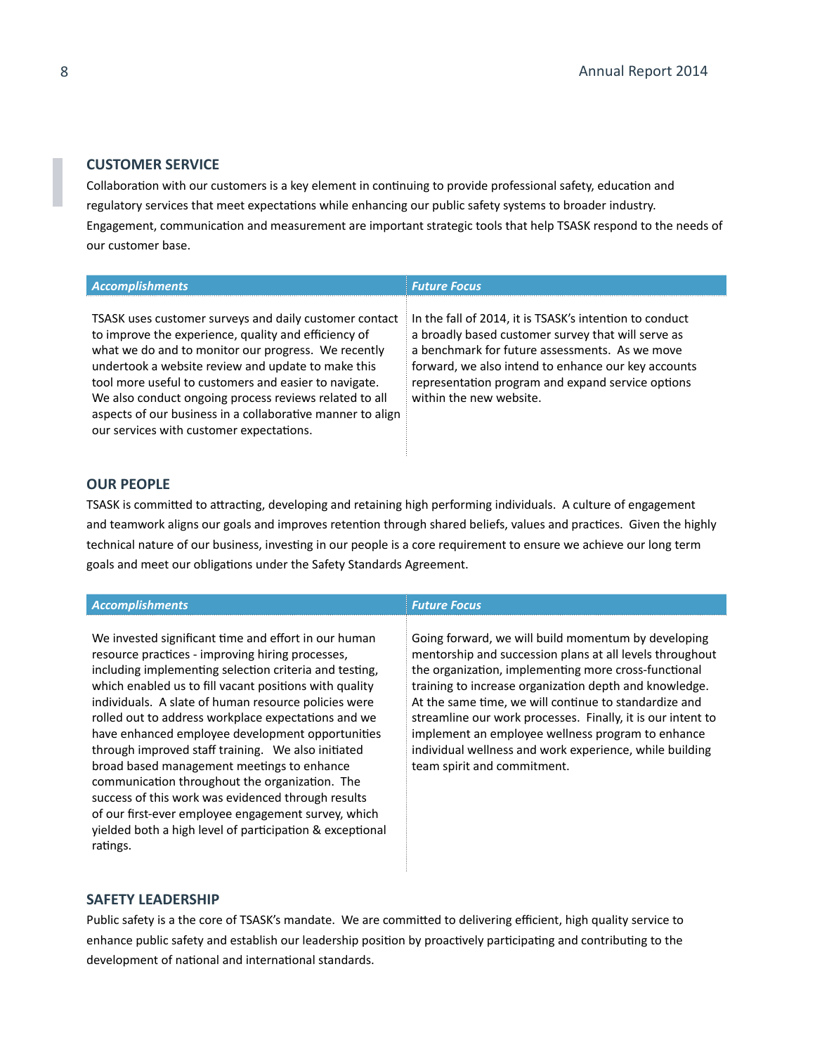## CUSTOMER SERVICE

Collaboration with our customers is a key element in continuing to provide professional safety, education and regulatory services that meet expectations while enhancing our public safety systems to broader industry. Engagement, communication and measurement are important strategic tools that help TSASK respond to the needs of our customer base.

| *Accomplishments* | *Future Focus* |
|---|---|
| TSASK uses customer surveys and daily customer contact to improve the experience, quality and efficiency of what we do and to monitor our progress. We recently undertook a website review and update to make this tool more useful to customers and easier to navigate. We also conduct ongoing process reviews related to all aspects of our business in a collaborative manner to align our services with customer expectations. | In the fall of 2014, it is TSASK's intention to conduct a broadly based customer survey that will serve as a benchmark for future assessments. As we move forward, we also intend to enhance our key accounts representation program and expand service options within the new website. |

## OUR PEOPLE

TSASK is committed to attracting, developing and retaining high performing individuals. A culture of engagement and teamwork aligns our goals and improves retention through shared beliefs, values and practices. Given the highly technical nature of our business, investing in our people is a core requirement to ensure we achieve our long term goals and meet our obligations under the Safety Standards Agreement.

| *Accomplishments* | *Future Focus* |
|---|---|
| We invested significant time and effort in our human resource practices - improving hiring processes, including implementing selection criteria and testing, which enabled us to fill vacant positions with quality individuals. A slate of human resource policies were rolled out to address workplace expectations and we have enhanced employee development opportunities through improved staff training. We also initiated broad based management meetings to enhance communication throughout the organization. The success of this work was evidenced through results of our first-ever employee engagement survey, which yielded both a high level of participation & exceptional ratings. | Going forward, we will build momentum by developing mentorship and succession plans at all levels throughout the organization, implementing more cross-functional training to increase organization depth and knowledge. At the same time, we will continue to standardize and streamline our work processes. Finally, it is our intent to implement an employee wellness program to enhance individual wellness and work experience, while building team spirit and commitment. |

## SAFETY LEADERSHIP

Public safety is a the core of TSASK's mandate. We are committed to delivering efficient, high quality service to enhance public safety and establish our leadership position by proactively participating and contributing to the development of national and international standards.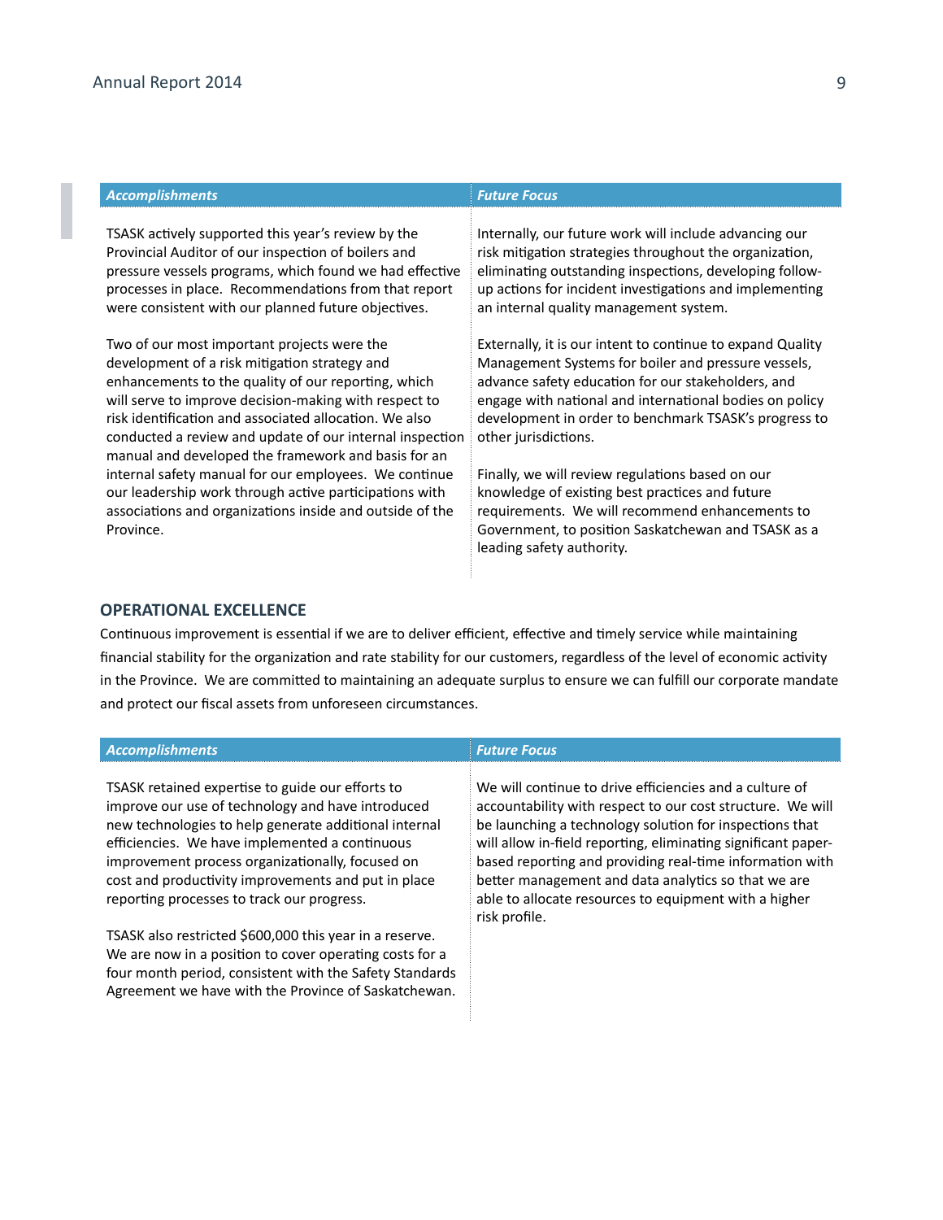| *Accomplishments* | *Future Focus* |
|---|---|
| TSASK actively supported this year's review by the Provincial Auditor of our inspection of boilers and pressure vessels programs, which found we had effective processes in place. Recommendations from that report were consistent with our planned future objectives.<br><br>Two of our most important projects were the development of a risk mitigation strategy and enhancements to the quality of our reporting, which will serve to improve decision-making with respect to risk identification and associated allocation. We also conducted a review and update of our internal inspection manual and developed the framework and basis for an internal safety manual for our employees. We continue our leadership work through active participations with associations and organizations inside and outside of the Province. | Internally, our future work will include advancing our risk mitigation strategies throughout the organization, eliminating outstanding inspections, developing follow-up actions for incident investigations and implementing an internal quality management system.<br><br>Externally, it is our intent to continue to expand Quality Management Systems for boiler and pressure vessels, advance safety education for our stakeholders, and engage with national and international bodies on policy development in order to benchmark TSASK's progress to other jurisdictions.<br><br>Finally, we will review regulations based on our knowledge of existing best practices and future requirements. We will recommend enhancements to Government, to position Saskatchewan and TSASK as a leading safety authority. |

## OPERATIONAL EXCELLENCE

Continuous improvement is essential if we are to deliver efficient, effective and timely service while maintaining financial stability for the organization and rate stability for our customers, regardless of the level of economic activity in the Province. We are committed to maintaining an adequate surplus to ensure we can fulfill our corporate mandate and protect our fiscal assets from unforeseen circumstances.

| *Accomplishments* | *Future Focus* |
|---|---|
| TSASK retained expertise to guide our efforts to improve our use of technology and have introduced new technologies to help generate additional internal efficiencies. We have implemented a continuous improvement process organizationally, focused on cost and productivity improvements and put in place reporting processes to track our progress.<br><br>TSASK also restricted $600,000 this year in a reserve. We are now in a position to cover operating costs for a four month period, consistent with the Safety Standards Agreement we have with the Province of Saskatchewan. | We will continue to drive efficiencies and a culture of accountability with respect to our cost structure. We will be launching a technology solution for inspections that will allow in-field reporting, eliminating significant paper-based reporting and providing real-time information with better management and data analytics so that we are able to allocate resources to equipment with a higher risk profile. |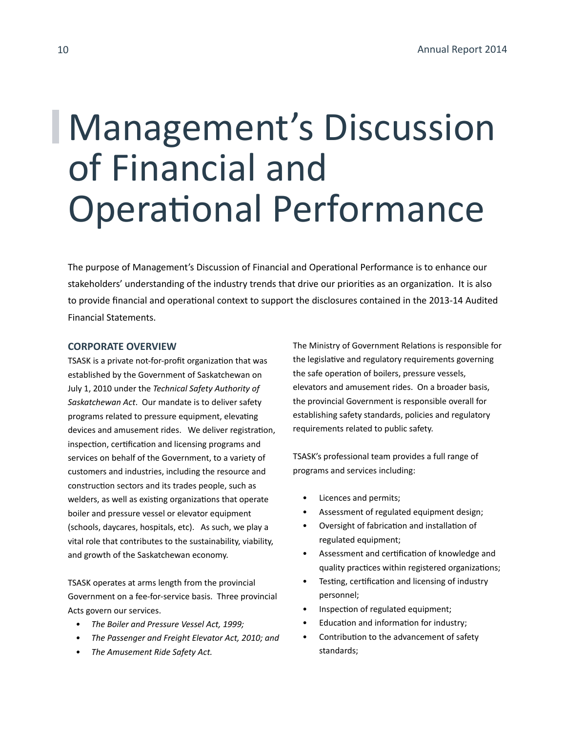# Management's Discussion of Financial and Operational Performance

The purpose of Management's Discussion of Financial and Operational Performance is to enhance our stakeholders' understanding of the industry trends that drive our priorities as an organization. It is also to provide financial and operational context to support the disclosures contained in the 2013-14 Audited Financial Statements.

## CORPORATE OVERVIEW

TSASK is a private not-for-profit organization that was established by the Government of Saskatchewan on July 1, 2010 under the *Technical Safety Authority of Saskatchewan Act*. Our mandate is to deliver safety programs related to pressure equipment, elevating devices and amusement rides. We deliver registration, inspection, certification and licensing programs and services on behalf of the Government, to a variety of customers and industries, including the resource and construction sectors and its trades people, such as welders, as well as existing organizations that operate boiler and pressure vessel or elevator equipment (schools, daycares, hospitals, etc). As such, we play a vital role that contributes to the sustainability, viability, and growth of the Saskatchewan economy.

TSASK operates at arms length from the provincial Government on a fee-for-service basis. Three provincial Acts govern our services.

- *The Boiler and Pressure Vessel Act, 1999;*
- *The Passenger and Freight Elevator Act, 2010; and*
- *The Amusement Ride Safety Act.*

The Ministry of Government Relations is responsible for the legislative and regulatory requirements governing the safe operation of boilers, pressure vessels, elevators and amusement rides. On a broader basis, the provincial Government is responsible overall for establishing safety standards, policies and regulatory requirements related to public safety.

TSASK's professional team provides a full range of programs and services including:

- Licences and permits;
- Assessment of regulated equipment design;
- Oversight of fabrication and installation of regulated equipment;
- Assessment and certification of knowledge and quality practices within registered organizations;
- Testing, certification and licensing of industry personnel;
- Inspection of regulated equipment;
- Education and information for industry;
- Contribution to the advancement of safety standards;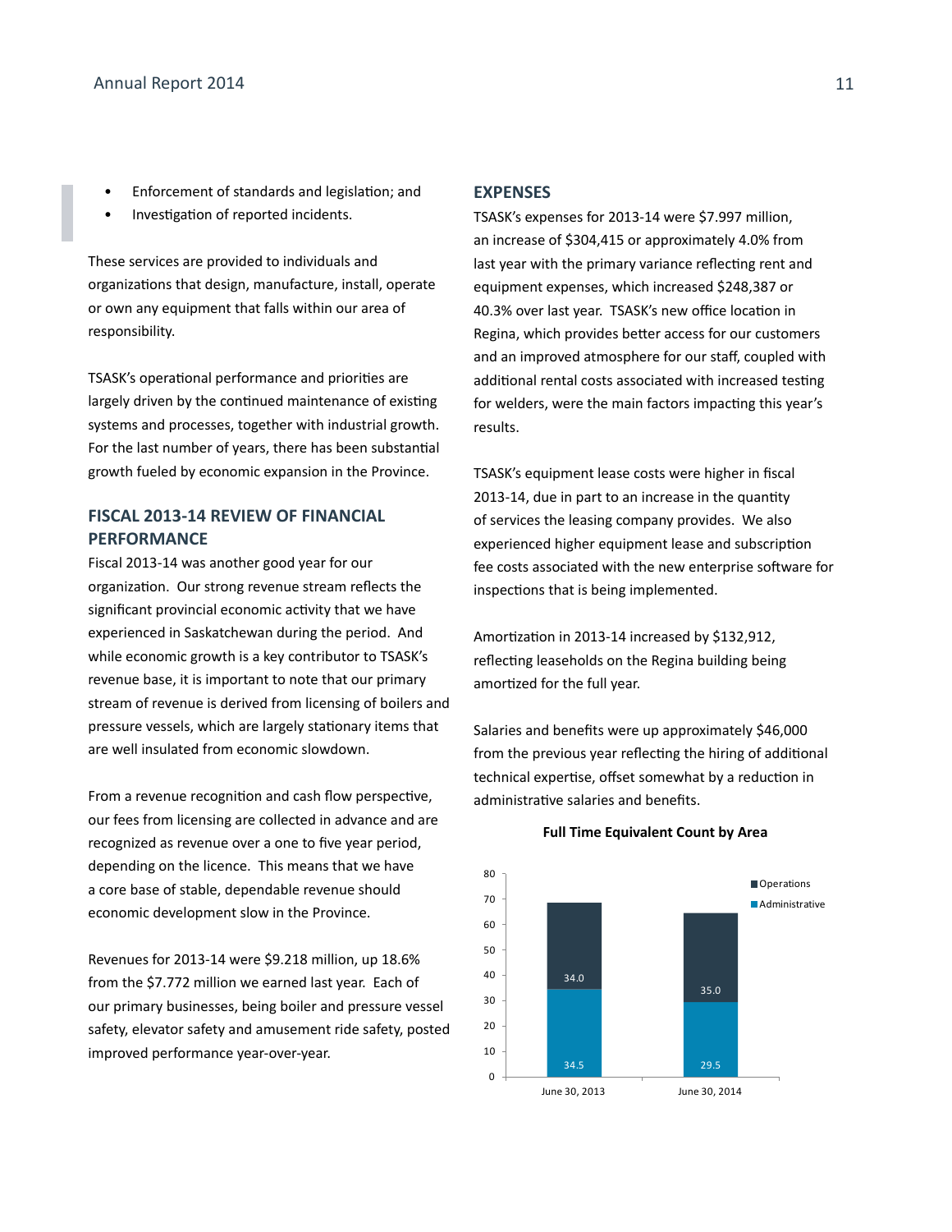- Enforcement of standards and legislation; and
- Investigation of reported incidents.

These services are provided to individuals and organizations that design, manufacture, install, operate or own any equipment that falls within our area of responsibility.

TSASK's operational performance and priorities are largely driven by the continued maintenance of existing systems and processes, together with industrial growth. For the last number of years, there has been substantial growth fueled by economic expansion in the Province.

## FISCAL 2013-14 REVIEW OF FINANCIAL PERFORMANCE

Fiscal 2013-14 was another good year for our organization. Our strong revenue stream reflects the significant provincial economic activity that we have experienced in Saskatchewan during the period. And while economic growth is a key contributor to TSASK's revenue base, it is important to note that our primary stream of revenue is derived from licensing of boilers and pressure vessels, which are largely stationary items that are well insulated from economic slowdown.

From a revenue recognition and cash flow perspective, our fees from licensing are collected in advance and are recognized as revenue over a one to five year period, depending on the licence. This means that we have a core base of stable, dependable revenue should economic development slow in the Province.

Revenues for 2013-14 were $9.218 million, up 18.6% from the $7.772 million we earned last year. Each of our primary businesses, being boiler and pressure vessel safety, elevator safety and amusement ride safety, posted improved performance year-over-year.

## EXPENSES

TSASK's expenses for 2013-14 were $7.997 million, an increase of $304,415 or approximately 4.0% from last year with the primary variance reflecting rent and equipment expenses, which increased $248,387 or 40.3% over last year. TSASK's new office location in Regina, which provides better access for our customers and an improved atmosphere for our staff, coupled with additional rental costs associated with increased testing for welders, were the main factors impacting this year's results.

TSASK's equipment lease costs were higher in fiscal 2013-14, due in part to an increase in the quantity of services the leasing company provides. We also experienced higher equipment lease and subscription fee costs associated with the new enterprise software for inspections that is being implemented.

Amortization in 2013-14 increased by $132,912, reflecting leaseholds on the Regina building being amortized for the full year.

Salaries and benefits were up approximately $46,000 from the previous year reflecting the hiring of additional technical expertise, offset somewhat by a reduction in administrative salaries and benefits.

**Full Time Equivalent Count by Area**

| | June 30, 2013 | June 30, 2014 |
|---|---|---|
| Operations | 34.0 | 35.0 |
| Administrative | 34.5 | 29.5 |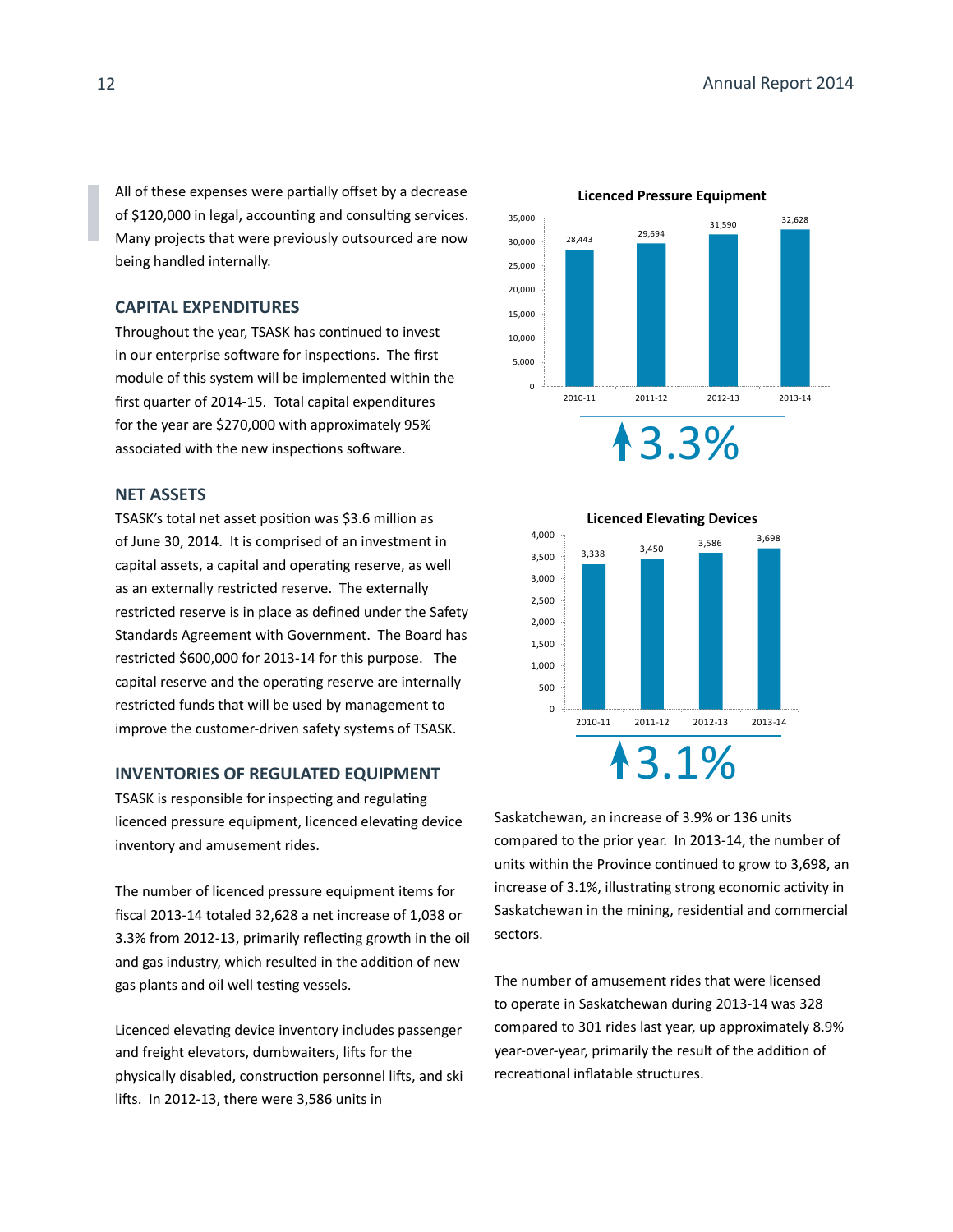All of these expenses were partially offset by a decrease of $120,000 in legal, accounting and consulting services. Many projects that were previously outsourced are now being handled internally.

## CAPITAL EXPENDITURES

Throughout the year, TSASK has continued to invest in our enterprise software for inspections. The first module of this system will be implemented within the first quarter of 2014-15. Total capital expenditures for the year are $270,000 with approximately 95% associated with the new inspections software.

## NET ASSETS

TSASK's total net asset position was $3.6 million as of June 30, 2014. It is comprised of an investment in capital assets, a capital and operating reserve, as well as an externally restricted reserve. The externally restricted reserve is in place as defined under the Safety Standards Agreement with Government. The Board has restricted $600,000 for 2013-14 for this purpose. The capital reserve and the operating reserve are internally restricted funds that will be used by management to improve the customer-driven safety systems of TSASK.

## INVENTORIES OF REGULATED EQUIPMENT

TSASK is responsible for inspecting and regulating licenced pressure equipment, licenced elevating device inventory and amusement rides.

The number of licenced pressure equipment items for fiscal 2013-14 totaled 32,628 a net increase of 1,038 or 3.3% from 2012-13, primarily reflecting growth in the oil and gas industry, which resulted in the addition of new gas plants and oil well testing vessels.

Licenced elevating device inventory includes passenger and freight elevators, dumbwaiters, lifts for the physically disabled, construction personnel lifts, and ski lifts. In 2012-13, there were 3,586 units in Saskatchewan, an increase of 3.9% or 136 units compared to the prior year. In 2013-14, the number of units within the Province continued to grow to 3,698, an increase of 3.1%, illustrating strong economic activity in Saskatchewan in the mining, residential and commercial sectors.

The number of amusement rides that were licensed to operate in Saskatchewan during 2013-14 was 328 compared to 301 rides last year, up approximately 8.9% year-over-year, primarily the result of the addition of recreational inflatable structures.

**Licenced Pressure Equipment**

| Year | Units |
|---|---|
| 2010-11 | 28,443 |
| 2011-12 | 29,694 |
| 2012-13 | 31,590 |
| 2013-14 | 32,628 |

↑3.3%

**Licenced Elevating Devices**

| Year | Units |
|---|---|
| 2010-11 | 3,338 |
| 2011-12 | 3,450 |
| 2012-13 | 3,586 |
| 2013-14 | 3,698 |

↑3.1%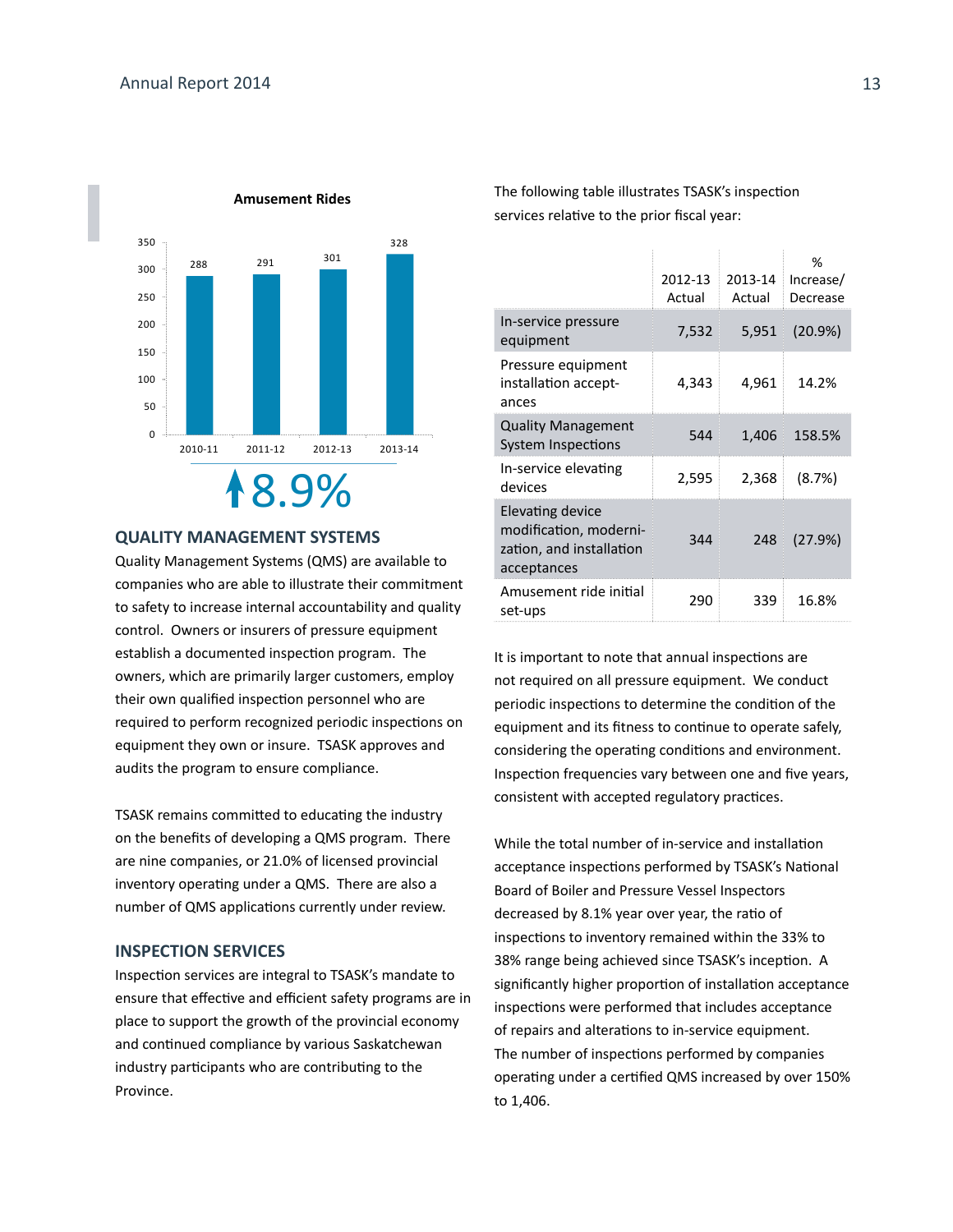**Amusement Rides**

| 2010-11 | 2011-12 | 2012-13 | 2013-14 |
|---|---|---|---|
| 288 | 291 | 301 | 328 |

↑8.9%

## QUALITY MANAGEMENT SYSTEMS

Quality Management Systems (QMS) are available to companies who are able to illustrate their commitment to safety to increase internal accountability and quality control. Owners or insurers of pressure equipment establish a documented inspection program. The owners, which are primarily larger customers, employ their own qualified inspection personnel who are required to perform recognized periodic inspections on equipment they own or insure. TSASK approves and audits the program to ensure compliance.

TSASK remains committed to educating the industry on the benefits of developing a QMS program. There are nine companies, or 21.0% of licensed provincial inventory operating under a QMS. There are also a number of QMS applications currently under review.

## INSPECTION SERVICES

Inspection services are integral to TSASK's mandate to ensure that effective and efficient safety programs are in place to support the growth of the provincial economy and continued compliance by various Saskatchewan industry participants who are contributing to the Province.

The following table illustrates TSASK's inspection services relative to the prior fiscal year:

| | 2012-13 Actual | 2013-14 Actual | % Increase/ Decrease |
|---|---|---|---|
| In-service pressure equipment | 7,532 | 5,951 | (20.9%) |
| Pressure equipment installation acceptances | 4,343 | 4,961 | 14.2% |
| Quality Management System Inspections | 544 | 1,406 | 158.5% |
| In-service elevating devices | 2,595 | 2,368 | (8.7%) |
| Elevating device modification, modernization, and installation acceptances | 344 | 248 | (27.9%) |
| Amusement ride initial set-ups | 290 | 339 | 16.8% |

It is important to note that annual inspections are not required on all pressure equipment. We conduct periodic inspections to determine the condition of the equipment and its fitness to continue to operate safely, considering the operating conditions and environment. Inspection frequencies vary between one and five years, consistent with accepted regulatory practices.

While the total number of in-service and installation acceptance inspections performed by TSASK's National Board of Boiler and Pressure Vessel Inspectors decreased by 8.1% year over year, the ratio of inspections to inventory remained within the 33% to 38% range being achieved since TSASK's inception. A significantly higher proportion of installation acceptance inspections were performed that includes acceptance of repairs and alterations to in-service equipment. The number of inspections performed by companies operating under a certified QMS increased by over 150% to 1,406.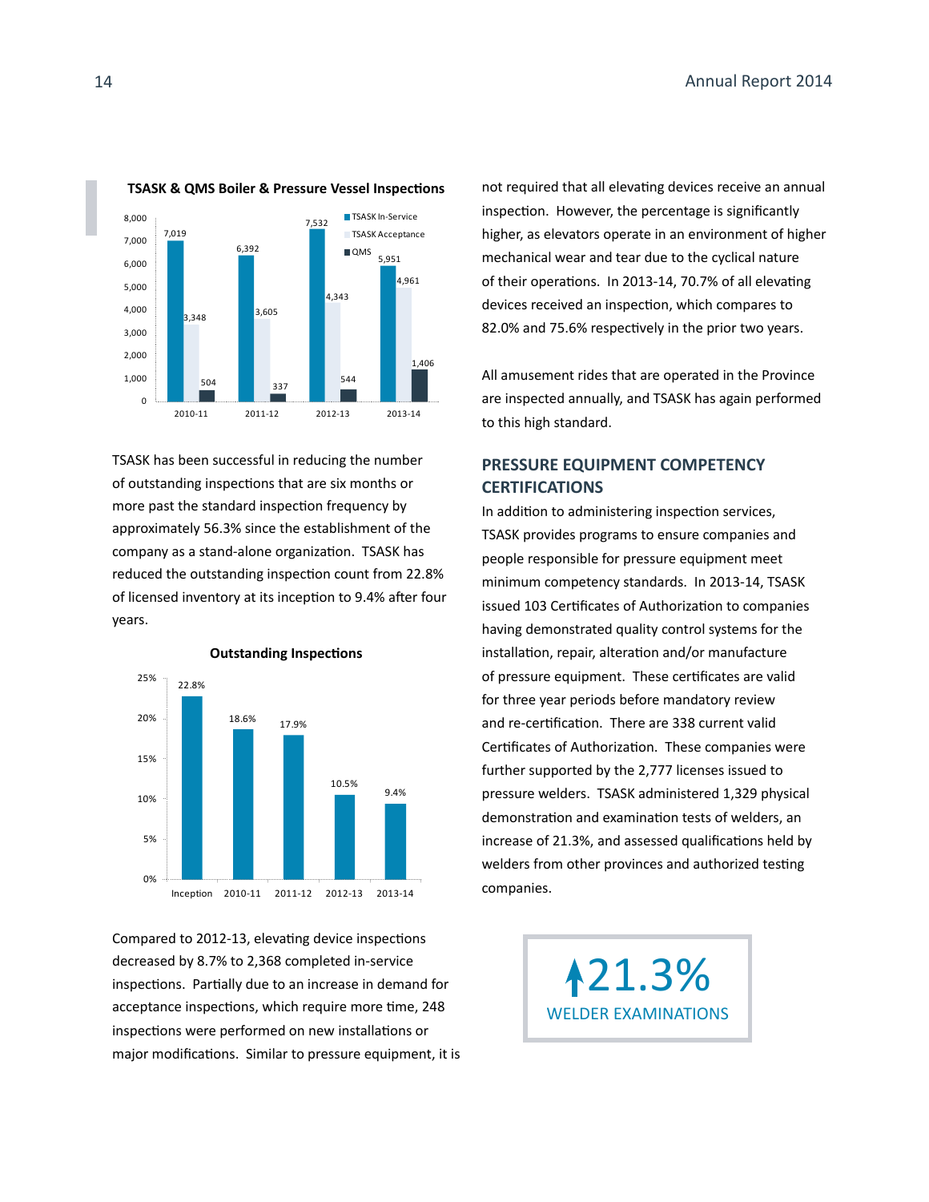**TSASK & QMS Boiler & Pressure Vessel Inspections**

| | TSASK In-Service | TSASK Acceptance | QMS |
|---|---|---|---|
| 2010-11 | 7,019 | 3,348 | 504 |
| 2011-12 | 6,392 | 3,605 | 337 |
| 2012-13 | 7,532 | 4,343 | 544 |
| 2013-14 | 5,951 | 4,961 | 1,406 |

TSASK has been successful in reducing the number of outstanding inspections that are six months or more past the standard inspection frequency by approximately 56.3% since the establishment of the company as a stand-alone organization. TSASK has reduced the outstanding inspection count from 22.8% of licensed inventory at its inception to 9.4% after four years.

**Outstanding Inspections**

| Inception | 2010-11 | 2011-12 | 2012-13 | 2013-14 |
|---|---|---|---|---|
| 22.8% | 18.6% | 17.9% | 10.5% | 9.4% |

Compared to 2012-13, elevating device inspections decreased by 8.7% to 2,368 completed in-service inspections. Partially due to an increase in demand for acceptance inspections, which require more time, 248 inspections were performed on new installations or major modifications. Similar to pressure equipment, it is not required that all elevating devices receive an annual inspection. However, the percentage is significantly higher, as elevators operate in an environment of higher mechanical wear and tear due to the cyclical nature of their operations. In 2013-14, 70.7% of all elevating devices received an inspection, which compares to 82.0% and 75.6% respectively in the prior two years.

All amusement rides that are operated in the Province are inspected annually, and TSASK has again performed to this high standard.

## PRESSURE EQUIPMENT COMPETENCY CERTIFICATIONS

In addition to administering inspection services, TSASK provides programs to ensure companies and people responsible for pressure equipment meet minimum competency standards. In 2013-14, TSASK issued 103 Certificates of Authorization to companies having demonstrated quality control systems for the installation, repair, alteration and/or manufacture of pressure equipment. These certificates are valid for three year periods before mandatory review and re-certification. There are 338 current valid Certificates of Authorization. These companies were further supported by the 2,777 licenses issued to pressure welders. TSASK administered 1,329 physical demonstration and examination tests of welders, an increase of 21.3%, and assessed qualifications held by welders from other provinces and authorized testing companies.

↑21.3%
WELDER EXAMINATIONS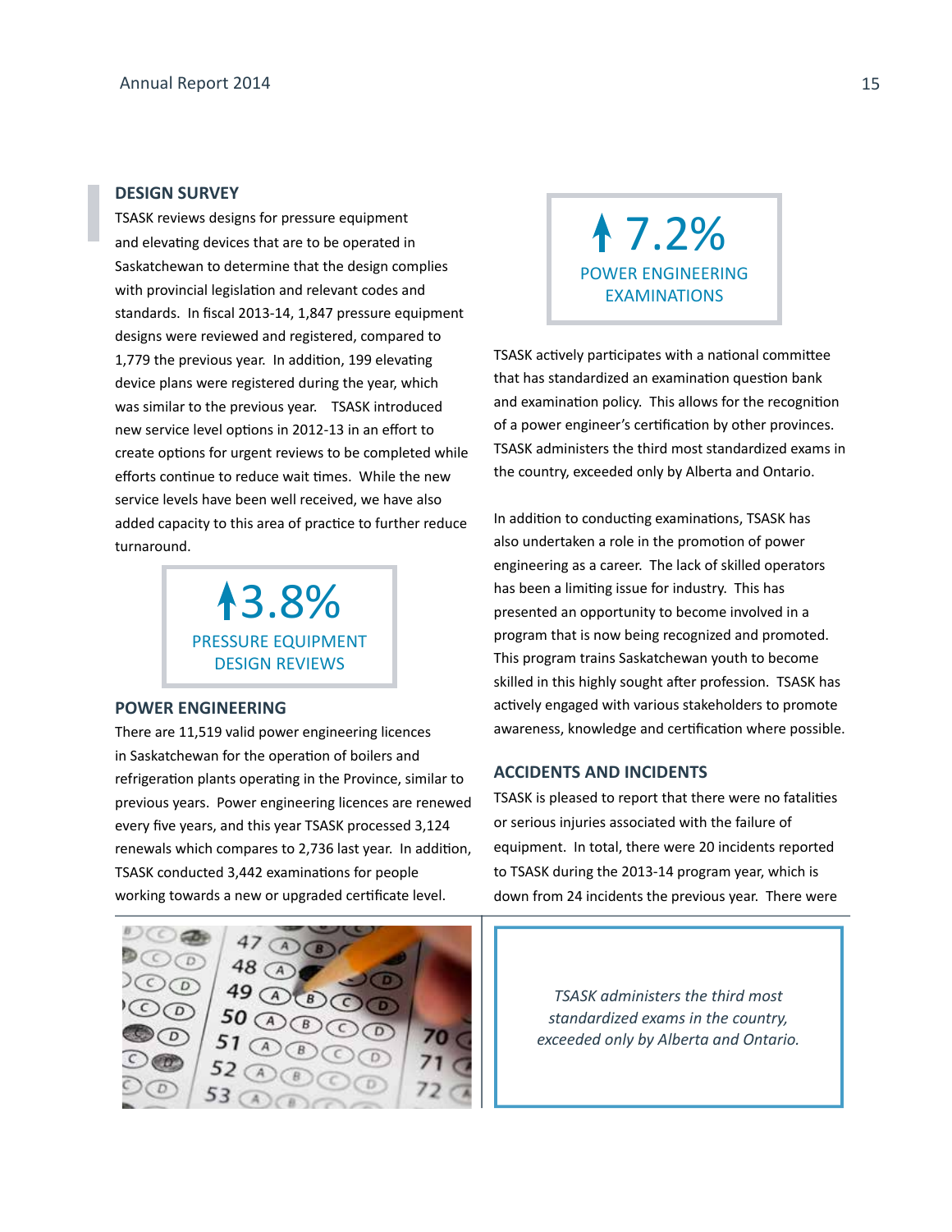## DESIGN SURVEY

TSASK reviews designs for pressure equipment and elevating devices that are to be operated in Saskatchewan to determine that the design complies with provincial legislation and relevant codes and standards. In fiscal 2013-14, 1,847 pressure equipment designs were reviewed and registered, compared to 1,779 the previous year. In addition, 199 elevating device plans were registered during the year, which was similar to the previous year. TSASK introduced new service level options in 2012-13 in an effort to create options for urgent reviews to be completed while efforts continue to reduce wait times. While the new service levels have been well received, we have also added capacity to this area of practice to further reduce turnaround.

**↑3.8%**
PRESSURE EQUIPMENT DESIGN REVIEWS

## POWER ENGINEERING

There are 11,519 valid power engineering licences in Saskatchewan for the operation of boilers and refrigeration plants operating in the Province, similar to previous years. Power engineering licences are renewed every five years, and this year TSASK processed 3,124 renewals which compares to 2,736 last year. In addition, TSASK conducted 3,442 examinations for people working towards a new or upgraded certificate level.

**↑7.2%**
POWER ENGINEERING EXAMINATIONS

TSASK actively participates with a national committee that has standardized an examination question bank and examination policy. This allows for the recognition of a power engineer's certification by other provinces. TSASK administers the third most standardized exams in the country, exceeded only by Alberta and Ontario.

In addition to conducting examinations, TSASK has also undertaken a role in the promotion of power engineering as a career. The lack of skilled operators has been a limiting issue for industry. This has presented an opportunity to become involved in a program that is now being recognized and promoted. This program trains Saskatchewan youth to become skilled in this highly sought after profession. TSASK has actively engaged with various stakeholders to promote awareness, knowledge and certification where possible.

## ACCIDENTS AND INCIDENTS

TSASK is pleased to report that there were no fatalities or serious injuries associated with the failure of equipment. In total, there were 20 incidents reported to TSASK during the 2013-14 program year, which is down from 24 incidents the previous year. There were

*TSASK administers the third most standardized exams in the country, exceeded only by Alberta and Ontario.*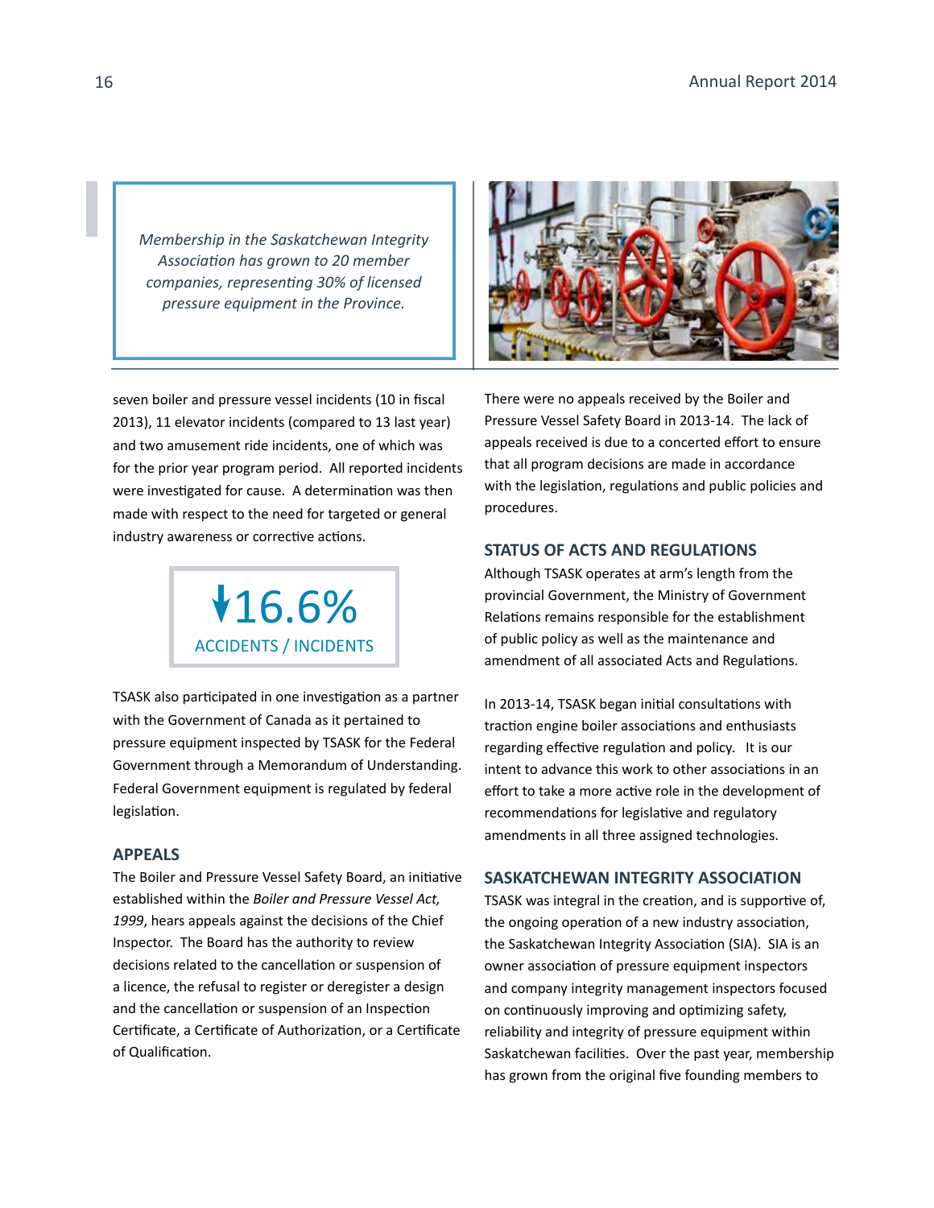*Membership in the Saskatchewan Integrity Association has grown to 20 member companies, representing 30% of licensed pressure equipment in the Province.*

seven boiler and pressure vessel incidents (10 in fiscal 2013), 11 elevator incidents (compared to 13 last year) and two amusement ride incidents, one of which was for the prior year program period. All reported incidents were investigated for cause. A determination was then made with respect to the need for targeted or general industry awareness or corrective actions.

**↓16.6%**
**ACCIDENTS / INCIDENTS**

TSASK also participated in one investigation as a partner with the Government of Canada as it pertained to pressure equipment inspected by TSASK for the Federal Government through a Memorandum of Understanding. Federal Government equipment is regulated by federal legislation.

## APPEALS

The Boiler and Pressure Vessel Safety Board, an initiative established within the *Boiler and Pressure Vessel Act, 1999*, hears appeals against the decisions of the Chief Inspector. The Board has the authority to review decisions related to the cancellation or suspension of a licence, the refusal to register or deregister a design and the cancellation or suspension of an Inspection Certificate, a Certificate of Authorization, or a Certificate of Qualification.

There were no appeals received by the Boiler and Pressure Vessel Safety Board in 2013-14. The lack of appeals received is due to a concerted effort to ensure that all program decisions are made in accordance with the legislation, regulations and public policies and procedures.

## STATUS OF ACTS AND REGULATIONS

Although TSASK operates at arm's length from the provincial Government, the Ministry of Government Relations remains responsible for the establishment of public policy as well as the maintenance and amendment of all associated Acts and Regulations.

In 2013-14, TSASK began initial consultations with traction engine boiler associations and enthusiasts regarding effective regulation and policy. It is our intent to advance this work to other associations in an effort to take a more active role in the development of recommendations for legislative and regulatory amendments in all three assigned technologies.

## SASKATCHEWAN INTEGRITY ASSOCIATION

TSASK was integral in the creation, and is supportive of, the ongoing operation of a new industry association, the Saskatchewan Integrity Association (SIA). SIA is an owner association of pressure equipment inspectors and company integrity management inspectors focused on continuously improving and optimizing safety, reliability and integrity of pressure equipment within Saskatchewan facilities. Over the past year, membership has grown from the original five founding members to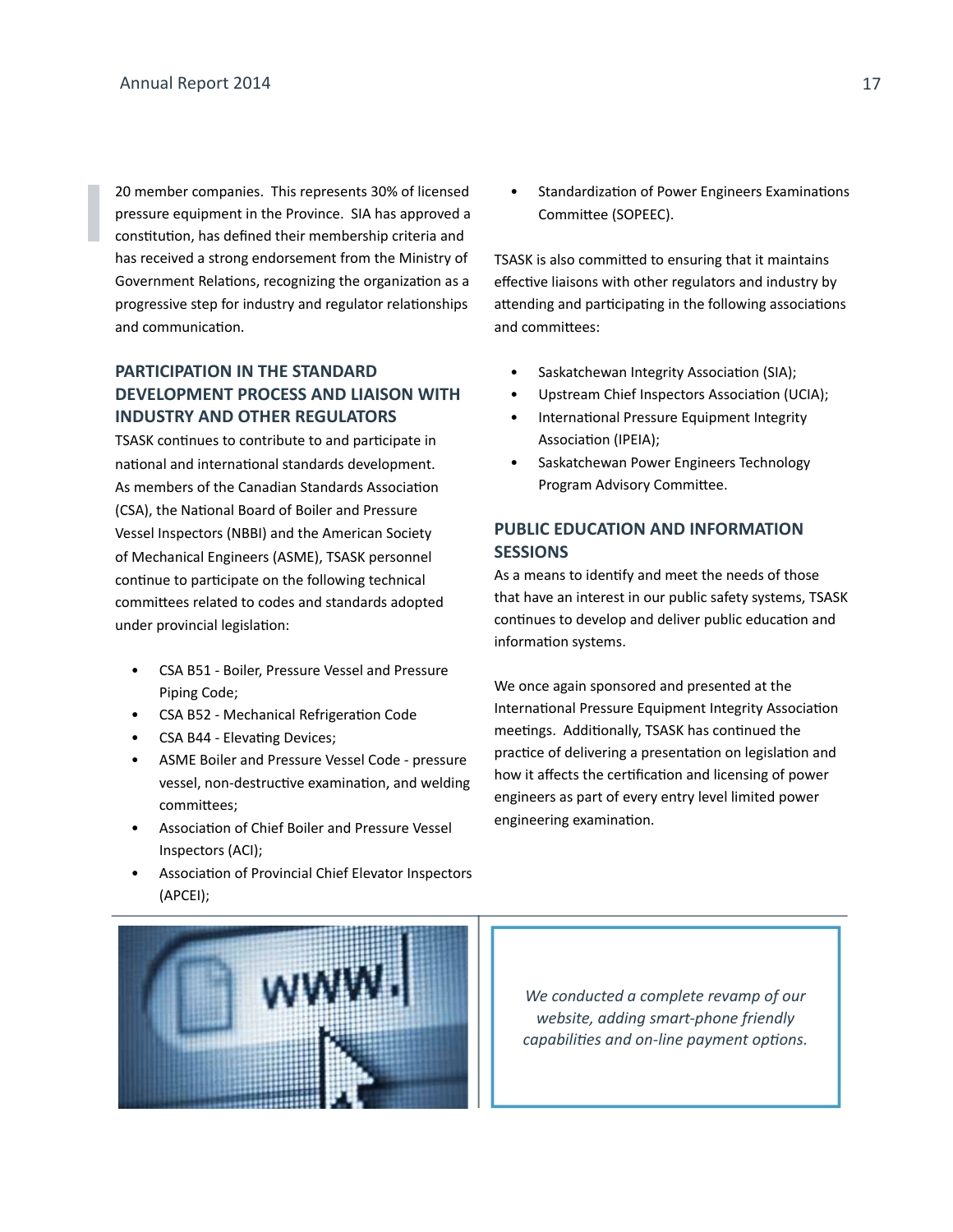20 member companies. This represents 30% of licensed pressure equipment in the Province. SIA has approved a constitution, has defined their membership criteria and has received a strong endorsement from the Ministry of Government Relations, recognizing the organization as a progressive step for industry and regulator relationships and communication.

## PARTICIPATION IN THE STANDARD DEVELOPMENT PROCESS AND LIAISON WITH INDUSTRY AND OTHER REGULATORS

TSASK continues to contribute to and participate in national and international standards development. As members of the Canadian Standards Association (CSA), the National Board of Boiler and Pressure Vessel Inspectors (NBBI) and the American Society of Mechanical Engineers (ASME), TSASK personnel continue to participate on the following technical committees related to codes and standards adopted under provincial legislation:

- CSA B51 - Boiler, Pressure Vessel and Pressure Piping Code;
- CSA B52 - Mechanical Refrigeration Code
- CSA B44 - Elevating Devices;
- ASME Boiler and Pressure Vessel Code - pressure vessel, non-destructive examination, and welding committees;
- Association of Chief Boiler and Pressure Vessel Inspectors (ACI);
- Association of Provincial Chief Elevator Inspectors (APCEI);
- Standardization of Power Engineers Examinations Committee (SOPEEC).

TSASK is also committed to ensuring that it maintains effective liaisons with other regulators and industry by attending and participating in the following associations and committees:

- Saskatchewan Integrity Association (SIA);
- Upstream Chief Inspectors Association (UCIA);
- International Pressure Equipment Integrity Association (IPEIA);
- Saskatchewan Power Engineers Technology Program Advisory Committee.

## PUBLIC EDUCATION AND INFORMATION SESSIONS

As a means to identify and meet the needs of those that have an interest in our public safety systems, TSASK continues to develop and deliver public education and information systems.

We once again sponsored and presented at the International Pressure Equipment Integrity Association meetings. Additionally, TSASK has continued the practice of delivering a presentation on legislation and how it affects the certification and licensing of power engineers as part of every entry level limited power engineering examination.

*We conducted a complete revamp of our website, adding smart-phone friendly capabilities and on-line payment options.*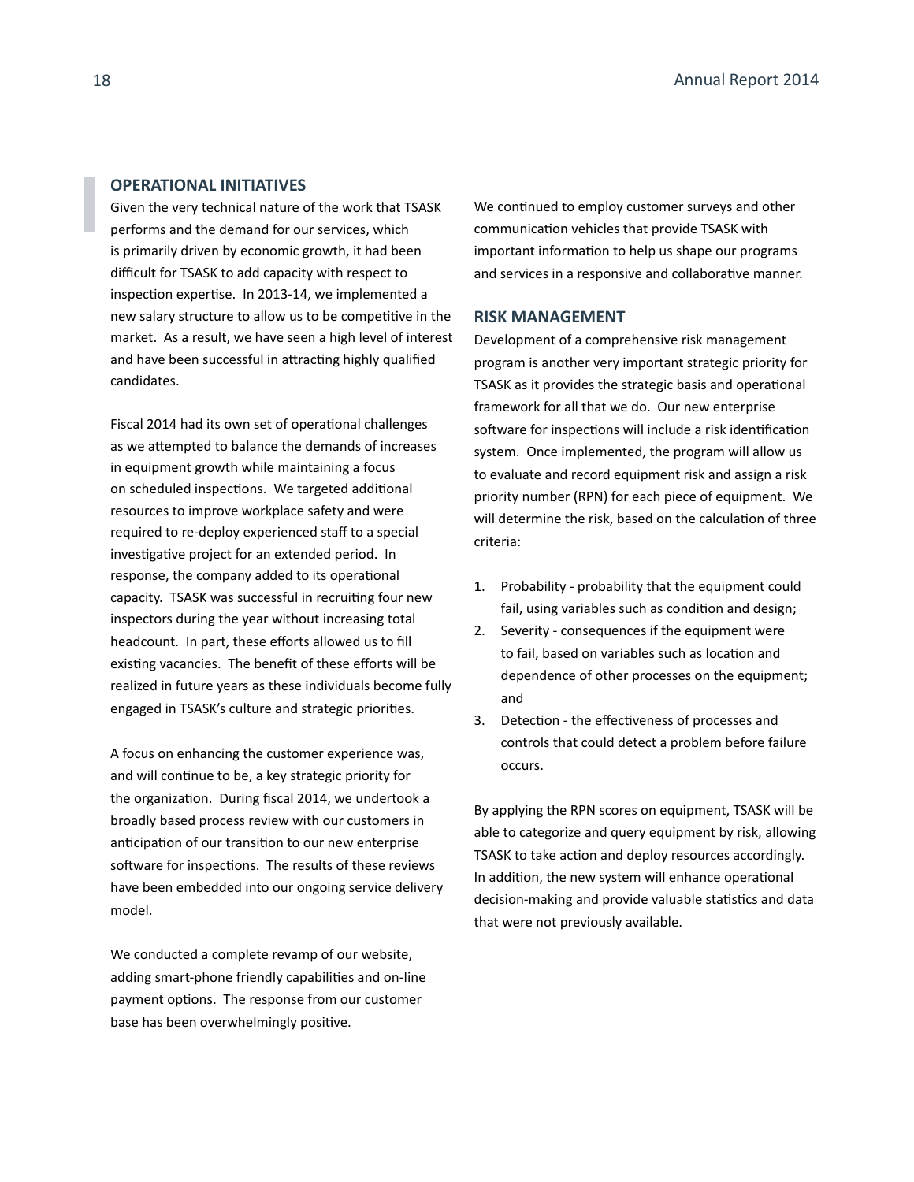## OPERATIONAL INITIATIVES

Given the very technical nature of the work that TSASK performs and the demand for our services, which is primarily driven by economic growth, it had been difficult for TSASK to add capacity with respect to inspection expertise. In 2013-14, we implemented a new salary structure to allow us to be competitive in the market. As a result, we have seen a high level of interest and have been successful in attracting highly qualified candidates.

Fiscal 2014 had its own set of operational challenges as we attempted to balance the demands of increases in equipment growth while maintaining a focus on scheduled inspections. We targeted additional resources to improve workplace safety and were required to re-deploy experienced staff to a special investigative project for an extended period. In response, the company added to its operational capacity. TSASK was successful in recruiting four new inspectors during the year without increasing total headcount. In part, these efforts allowed us to fill existing vacancies. The benefit of these efforts will be realized in future years as these individuals become fully engaged in TSASK's culture and strategic priorities.

A focus on enhancing the customer experience was, and will continue to be, a key strategic priority for the organization. During fiscal 2014, we undertook a broadly based process review with our customers in anticipation of our transition to our new enterprise software for inspections. The results of these reviews have been embedded into our ongoing service delivery model.

We conducted a complete revamp of our website, adding smart-phone friendly capabilities and on-line payment options. The response from our customer base has been overwhelmingly positive.

We continued to employ customer surveys and other communication vehicles that provide TSASK with important information to help us shape our programs and services in a responsive and collaborative manner.

## RISK MANAGEMENT

Development of a comprehensive risk management program is another very important strategic priority for TSASK as it provides the strategic basis and operational framework for all that we do. Our new enterprise software for inspections will include a risk identification system. Once implemented, the program will allow us to evaluate and record equipment risk and assign a risk priority number (RPN) for each piece of equipment. We will determine the risk, based on the calculation of three criteria:

1. Probability - probability that the equipment could fail, using variables such as condition and design;
2. Severity - consequences if the equipment were to fail, based on variables such as location and dependence of other processes on the equipment; and
3. Detection - the effectiveness of processes and controls that could detect a problem before failure occurs.

By applying the RPN scores on equipment, TSASK will be able to categorize and query equipment by risk, allowing TSASK to take action and deploy resources accordingly. In addition, the new system will enhance operational decision-making and provide valuable statistics and data that were not previously available.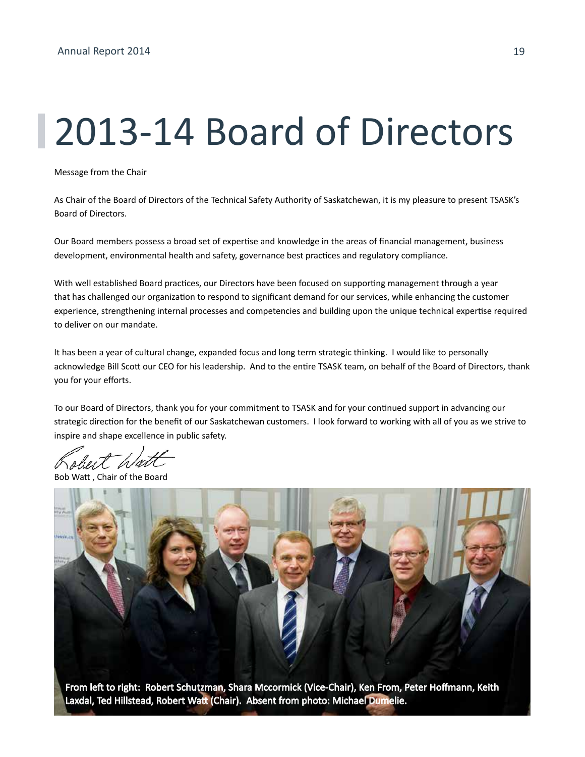# 2013-14 Board of Directors

Message from the Chair

As Chair of the Board of Directors of the Technical Safety Authority of Saskatchewan, it is my pleasure to present TSASK's Board of Directors.

Our Board members possess a broad set of expertise and knowledge in the areas of financial management, business development, environmental health and safety, governance best practices and regulatory compliance.

With well established Board practices, our Directors have been focused on supporting management through a year that has challenged our organization to respond to significant demand for our services, while enhancing the customer experience, strengthening internal processes and competencies and building upon the unique technical expertise required to deliver on our mandate.

It has been a year of cultural change, expanded focus and long term strategic thinking. I would like to personally acknowledge Bill Scott our CEO for his leadership. And to the entire TSASK team, on behalf of the Board of Directors, thank you for your efforts.

To our Board of Directors, thank you for your commitment to TSASK and for your continued support in advancing our strategic direction for the benefit of our Saskatchewan customers. I look forward to working with all of you as we strive to inspire and shape excellence in public safety.

Robert Watt

Bob Watt , Chair of the Board

**From left to right: Robert Schutzman, Shara Mccormick (Vice-Chair), Ken From, Peter Hoffmann, Keith Laxdal, Ted Hillstead, Robert Watt (Chair). Absent from photo: Michael Dumelie.**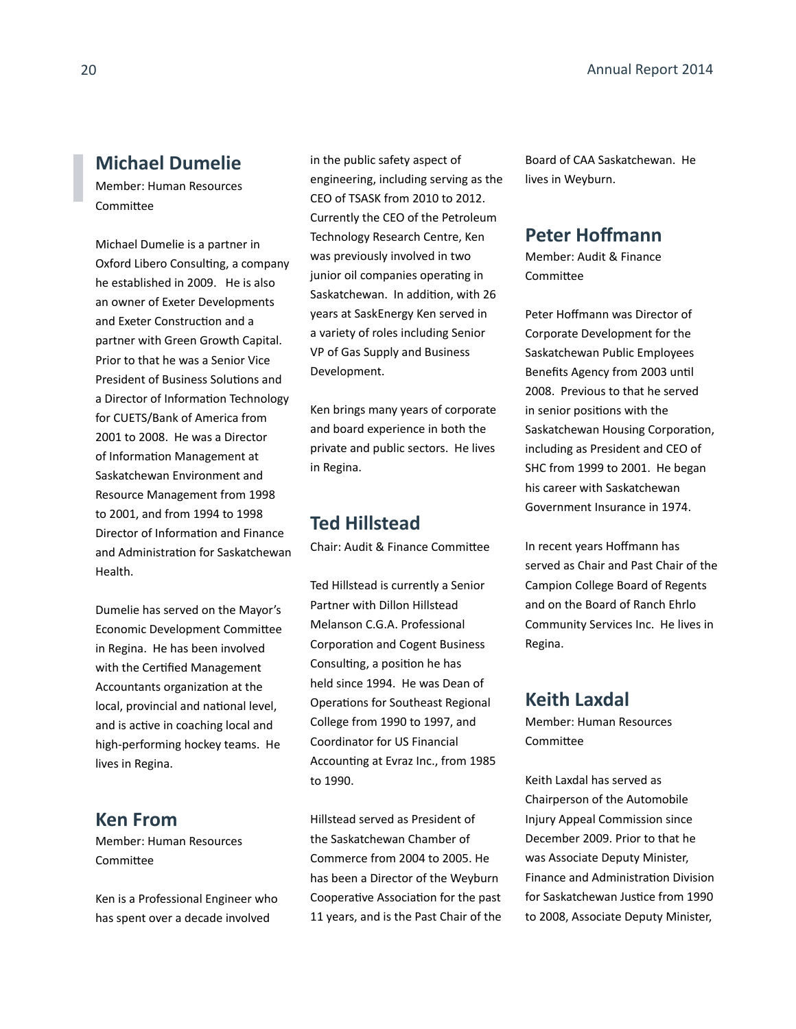## Michael Dumelie

Member: Human Resources Committee

Michael Dumelie is a partner in Oxford Libero Consulting, a company he established in 2009. He is also an owner of Exeter Developments and Exeter Construction and a partner with Green Growth Capital. Prior to that he was a Senior Vice President of Business Solutions and a Director of Information Technology for CUETS/Bank of America from 2001 to 2008. He was a Director of Information Management at Saskatchewan Environment and Resource Management from 1998 to 2001, and from 1994 to 1998 Director of Information and Finance and Administration for Saskatchewan Health.

Dumelie has served on the Mayor's Economic Development Committee in Regina. He has been involved with the Certified Management Accountants organization at the local, provincial and national level, and is active in coaching local and high-performing hockey teams. He lives in Regina.

## Ken From

Member: Human Resources Committee

Ken is a Professional Engineer who has spent over a decade involved in the public safety aspect of engineering, including serving as the CEO of TSASK from 2010 to 2012. Currently the CEO of the Petroleum Technology Research Centre, Ken was previously involved in two junior oil companies operating in Saskatchewan. In addition, with 26 years at SaskEnergy Ken served in a variety of roles including Senior VP of Gas Supply and Business Development.

Ken brings many years of corporate and board experience in both the private and public sectors. He lives in Regina.

## Ted Hillstead

Chair: Audit & Finance Committee

Ted Hillstead is currently a Senior Partner with Dillon Hillstead Melanson C.G.A. Professional Corporation and Cogent Business Consulting, a position he has held since 1994. He was Dean of Operations for Southeast Regional College from 1990 to 1997, and Coordinator for US Financial Accounting at Evraz Inc., from 1985 to 1990.

Hillstead served as President of the Saskatchewan Chamber of Commerce from 2004 to 2005. He has been a Director of the Weyburn Cooperative Association for the past 11 years, and is the Past Chair of the Board of CAA Saskatchewan. He lives in Weyburn.

## Peter Hoffmann

Member: Audit & Finance Committee

Peter Hoffmann was Director of Corporate Development for the Saskatchewan Public Employees Benefits Agency from 2003 until 2008. Previous to that he served in senior positions with the Saskatchewan Housing Corporation, including as President and CEO of SHC from 1999 to 2001. He began his career with Saskatchewan Government Insurance in 1974.

In recent years Hoffmann has served as Chair and Past Chair of the Campion College Board of Regents and on the Board of Ranch Ehrlo Community Services Inc. He lives in Regina.

## Keith Laxdal

Member: Human Resources Committee

Keith Laxdal has served as Chairperson of the Automobile Injury Appeal Commission since December 2009. Prior to that he was Associate Deputy Minister, Finance and Administration Division for Saskatchewan Justice from 1990 to 2008, Associate Deputy Minister,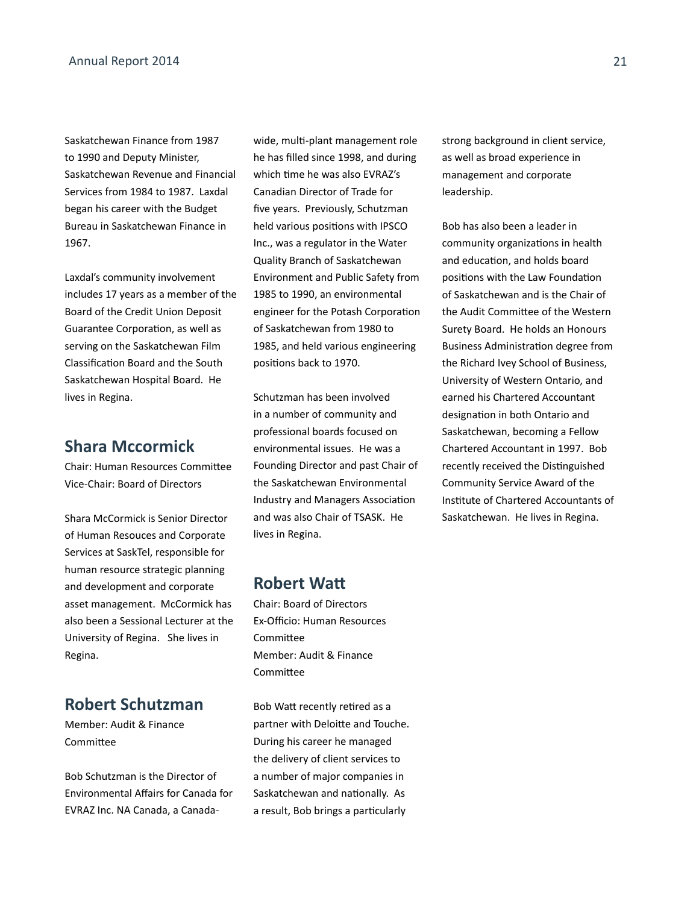Saskatchewan Finance from 1987 to 1990 and Deputy Minister, Saskatchewan Revenue and Financial Services from 1984 to 1987. Laxdal began his career with the Budget Bureau in Saskatchewan Finance in 1967.

Laxdal's community involvement includes 17 years as a member of the Board of the Credit Union Deposit Guarantee Corporation, as well as serving on the Saskatchewan Film Classification Board and the South Saskatchewan Hospital Board. He lives in Regina.

## Shara Mccormick

Chair: Human Resources Committee
Vice-Chair: Board of Directors

Shara McCormick is Senior Director of Human Resouces and Corporate Services at SaskTel, responsible for human resource strategic planning and development and corporate asset management. McCormick has also been a Sessional Lecturer at the University of Regina. She lives in Regina.

## Robert Schutzman

Member: Audit & Finance Committee

Bob Schutzman is the Director of Environmental Affairs for Canada for EVRAZ Inc. NA Canada, a Canada-wide, multi-plant management role he has filled since 1998, and during which time he was also EVRAZ's Canadian Director of Trade for five years. Previously, Schutzman held various positions with IPSCO Inc., was a regulator in the Water Quality Branch of Saskatchewan Environment and Public Safety from 1985 to 1990, an environmental engineer for the Potash Corporation of Saskatchewan from 1980 to 1985, and held various engineering positions back to 1970.

Schutzman has been involved in a number of community and professional boards focused on environmental issues. He was a Founding Director and past Chair of the Saskatchewan Environmental Industry and Managers Association and was also Chair of TSASK. He lives in Regina.

## Robert Watt

Chair: Board of Directors
Ex-Officio: Human Resources Committee
Member: Audit & Finance Committee

Bob Watt recently retired as a partner with Deloitte and Touche. During his career he managed the delivery of client services to a number of major companies in Saskatchewan and nationally. As a result, Bob brings a particularly strong background in client service, as well as broad experience in management and corporate leadership.

Bob has also been a leader in community organizations in health and education, and holds board positions with the Law Foundation of Saskatchewan and is the Chair of the Audit Committee of the Western Surety Board. He holds an Honours Business Administration degree from the Richard Ivey School of Business, University of Western Ontario, and earned his Chartered Accountant designation in both Ontario and Saskatchewan, becoming a Fellow Chartered Accountant in 1997. Bob recently received the Distinguished Community Service Award of the Institute of Chartered Accountants of Saskatchewan. He lives in Regina.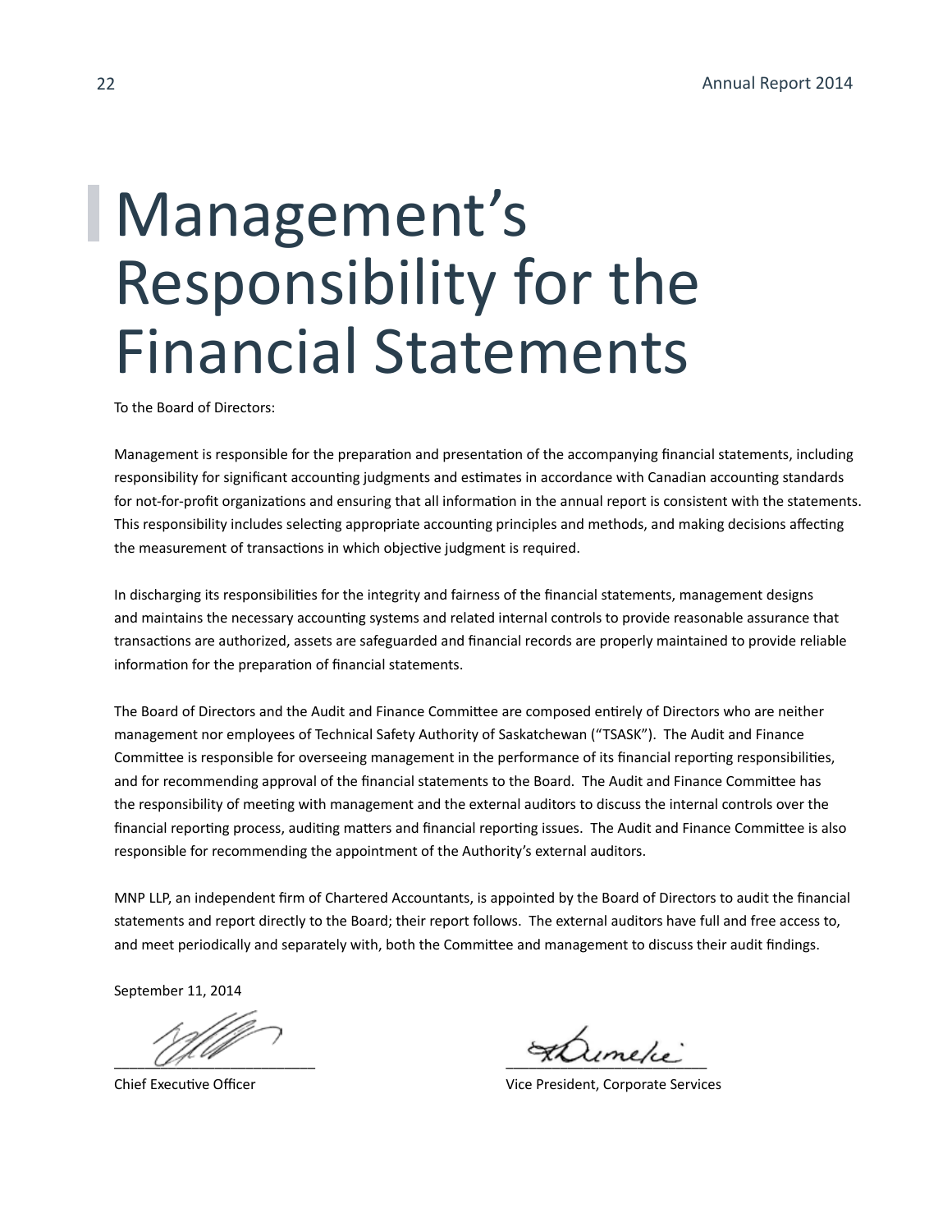# Management's Responsibility for the Financial Statements

To the Board of Directors:

Management is responsible for the preparation and presentation of the accompanying financial statements, including responsibility for significant accounting judgments and estimates in accordance with Canadian accounting standards for not-for-profit organizations and ensuring that all information in the annual report is consistent with the statements. This responsibility includes selecting appropriate accounting principles and methods, and making decisions affecting the measurement of transactions in which objective judgment is required.

In discharging its responsibilities for the integrity and fairness of the financial statements, management designs and maintains the necessary accounting systems and related internal controls to provide reasonable assurance that transactions are authorized, assets are safeguarded and financial records are properly maintained to provide reliable information for the preparation of financial statements.

The Board of Directors and the Audit and Finance Committee are composed entirely of Directors who are neither management nor employees of Technical Safety Authority of Saskatchewan ("TSASK"). The Audit and Finance Committee is responsible for overseeing management in the performance of its financial reporting responsibilities, and for recommending approval of the financial statements to the Board. The Audit and Finance Committee has the responsibility of meeting with management and the external auditors to discuss the internal controls over the financial reporting process, auditing matters and financial reporting issues. The Audit and Finance Committee is also responsible for recommending the appointment of the Authority's external auditors.

MNP LLP, an independent firm of Chartered Accountants, is appointed by the Board of Directors to audit the financial statements and report directly to the Board; their report follows. The external auditors have full and free access to, and meet periodically and separately with, both the Committee and management to discuss their audit findings.

September 11, 2014

Chief Executive Officer

Vice President, Corporate Services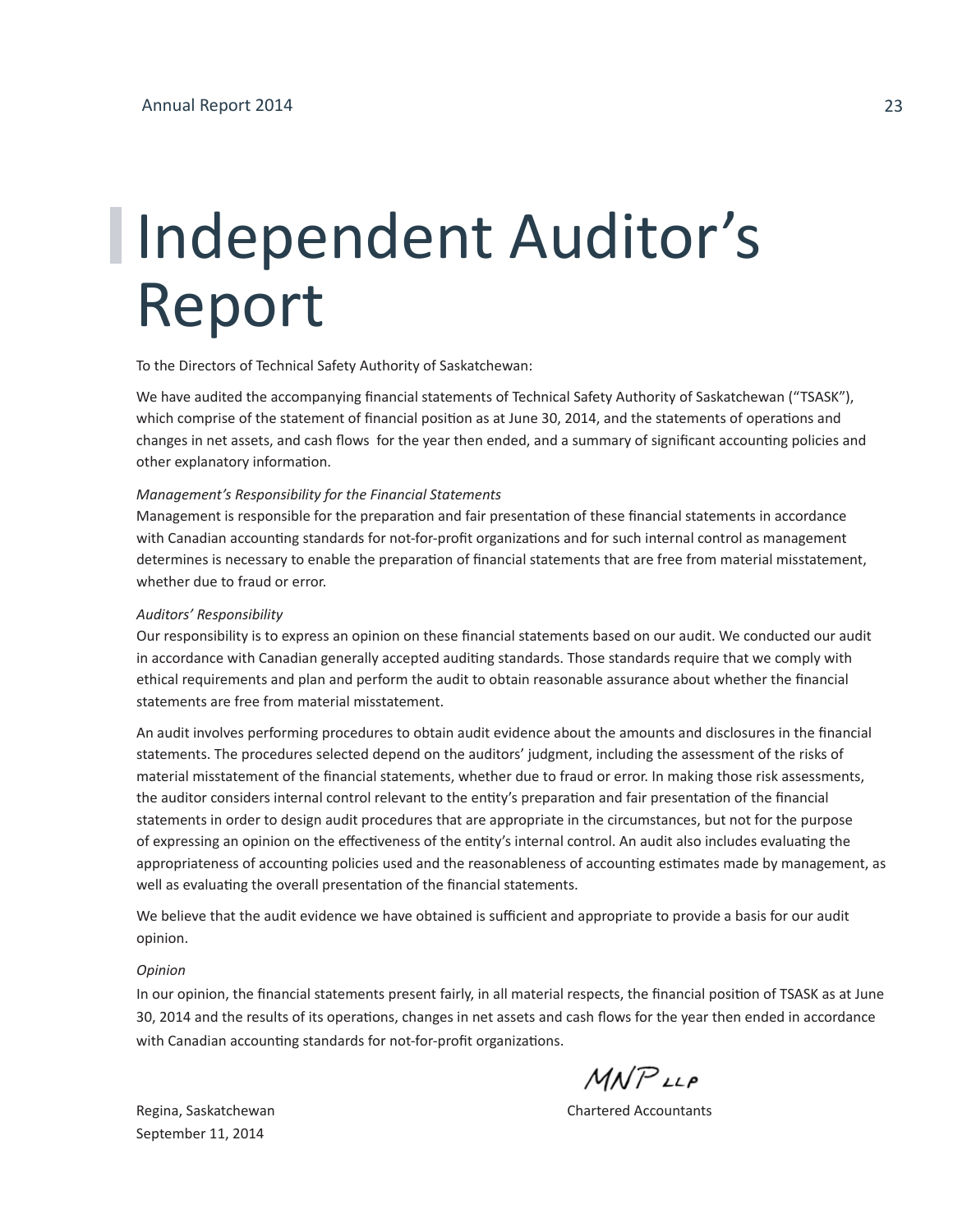# Independent Auditor's Report

To the Directors of Technical Safety Authority of Saskatchewan:

We have audited the accompanying financial statements of Technical Safety Authority of Saskatchewan ("TSASK"), which comprise of the statement of financial position as at June 30, 2014, and the statements of operations and changes in net assets, and cash flows for the year then ended, and a summary of significant accounting policies and other explanatory information.

*Management's Responsibility for the Financial Statements*

Management is responsible for the preparation and fair presentation of these financial statements in accordance with Canadian accounting standards for not-for-profit organizations and for such internal control as management determines is necessary to enable the preparation of financial statements that are free from material misstatement, whether due to fraud or error.

*Auditors' Responsibility*

Our responsibility is to express an opinion on these financial statements based on our audit. We conducted our audit in accordance with Canadian generally accepted auditing standards. Those standards require that we comply with ethical requirements and plan and perform the audit to obtain reasonable assurance about whether the financial statements are free from material misstatement.

An audit involves performing procedures to obtain audit evidence about the amounts and disclosures in the financial statements. The procedures selected depend on the auditors' judgment, including the assessment of the risks of material misstatement of the financial statements, whether due to fraud or error. In making those risk assessments, the auditor considers internal control relevant to the entity's preparation and fair presentation of the financial statements in order to design audit procedures that are appropriate in the circumstances, but not for the purpose of expressing an opinion on the effectiveness of the entity's internal control. An audit also includes evaluating the appropriateness of accounting policies used and the reasonableness of accounting estimates made by management, as well as evaluating the overall presentation of the financial statements.

We believe that the audit evidence we have obtained is sufficient and appropriate to provide a basis for our audit opinion.

*Opinion*

In our opinion, the financial statements present fairly, in all material respects, the financial position of TSASK as at June 30, 2014 and the results of its operations, changes in net assets and cash flows for the year then ended in accordance with Canadian accounting standards for not-for-profit organizations.

MNP LLP

Regina, Saskatchewan
September 11, 2014

Chartered Accountants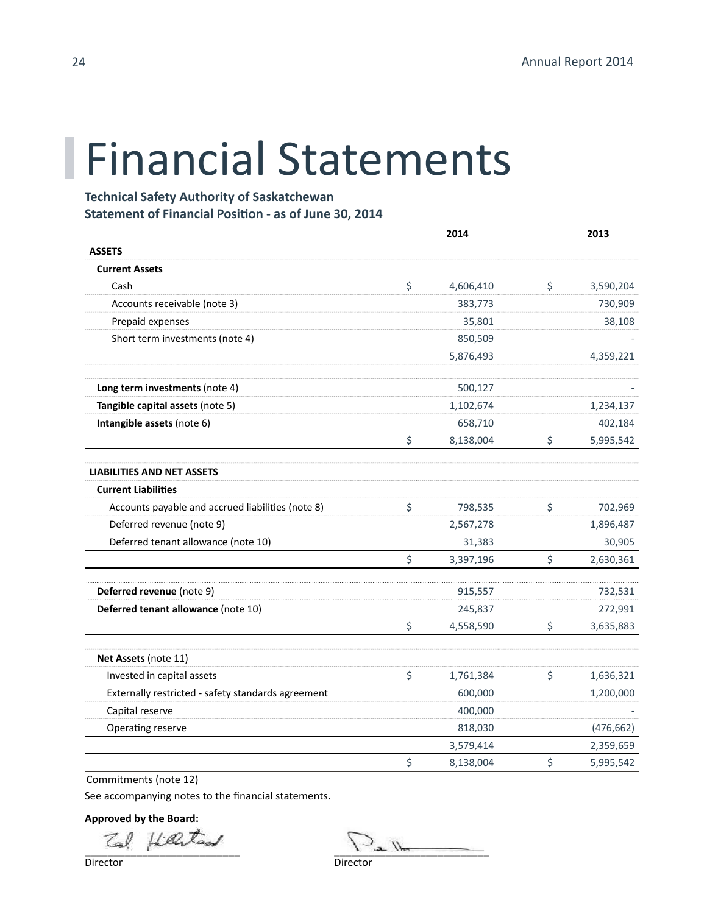# Financial Statements

**Technical Safety Authority of Saskatchewan**
**Statement of Financial Position - as of June 30, 2014**

| | 2014 | 2013 |
|---|---|---|
| **ASSETS** | | |
| **Current Assets** | | |
| Cash | $ 4,606,410 | $ 3,590,204 |
| Accounts receivable (note 3) | 383,773 | 730,909 |
| Prepaid expenses | 35,801 | 38,108 |
| Short term investments (note 4) | 850,509 | - |
| | 5,876,493 | 4,359,221 |
| **Long term investments** (note 4) | 500,127 | - |
| **Tangible capital assets** (note 5) | 1,102,674 | 1,234,137 |
| **Intangible assets** (note 6) | 658,710 | 402,184 |
| | $ 8,138,004 | $ 5,995,542 |
| **LIABILITIES AND NET ASSETS** | | |
| **Current Liabilities** | | |
| Accounts payable and accrued liabilities (note 8) | $ 798,535 | $ 702,969 |
| Deferred revenue (note 9) | 2,567,278 | 1,896,487 |
| Deferred tenant allowance (note 10) | 31,383 | 30,905 |
| | $ 3,397,196 | $ 2,630,361 |
| **Deferred revenue** (note 9) | 915,557 | 732,531 |
| **Deferred tenant allowance** (note 10) | 245,837 | 272,991 |
| | $ 4,558,590 | $ 3,635,883 |
| **Net Assets** (note 11) | | |
| Invested in capital assets | $ 1,761,384 | $ 1,636,321 |
| Externally restricted - safety standards agreement | 600,000 | 1,200,000 |
| Capital reserve | 400,000 | - |
| Operating reserve | 818,030 | (476,662) |
| | 3,579,414 | 2,359,659 |
| | $ 8,138,004 | $ 5,995,542 |

Commitments (note 12)

See accompanying notes to the financial statements.

**Approved by the Board:**

Director

Director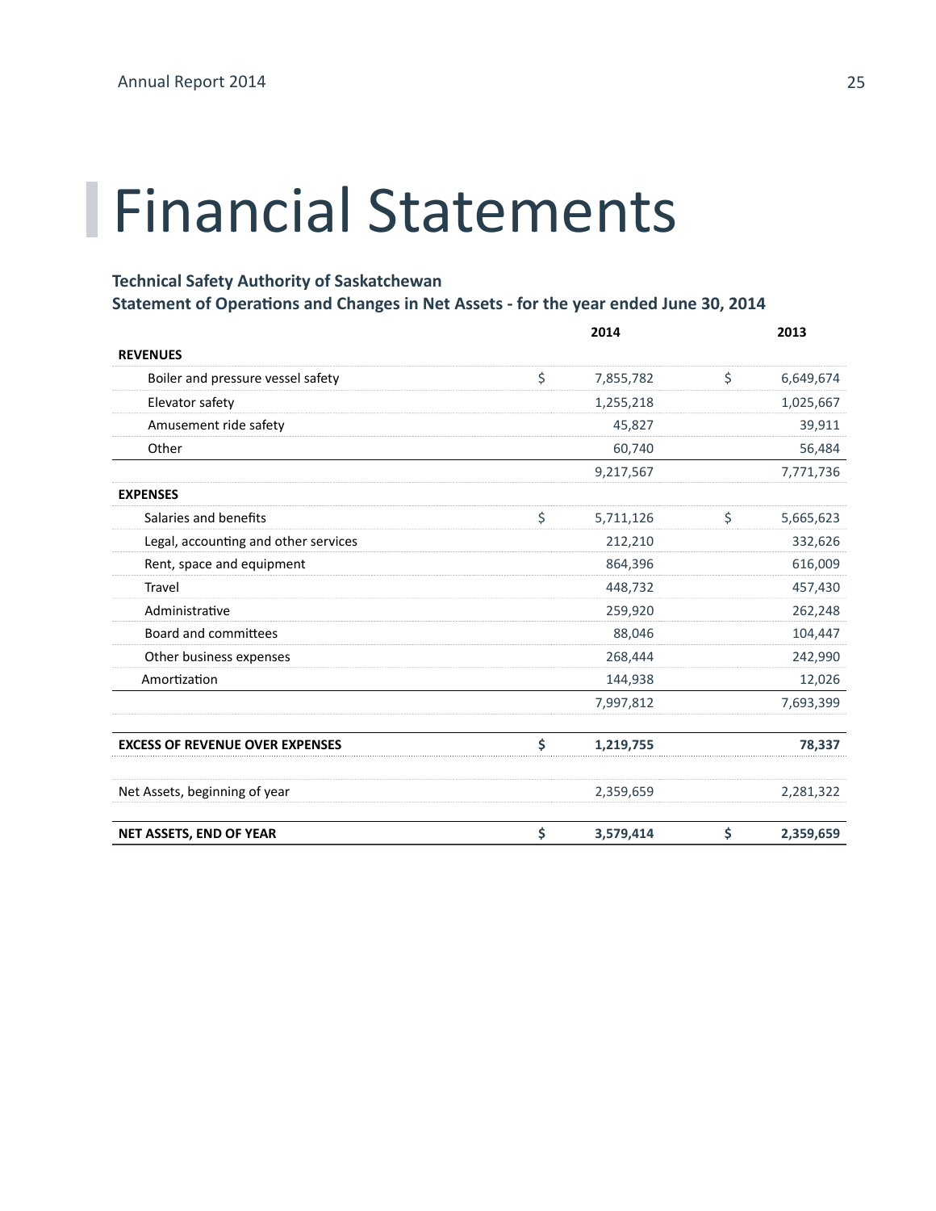# Financial Statements

**Technical Safety Authority of Saskatchewan**
**Statement of Operations and Changes in Net Assets - for the year ended June 30, 2014**

| | 2014 | 2013 |
|---|---|---|
| **REVENUES** | | |
| Boiler and pressure vessel safety | $ 7,855,782 | $ 6,649,674 |
| Elevator safety | 1,255,218 | 1,025,667 |
| Amusement ride safety | 45,827 | 39,911 |
| Other | 60,740 | 56,484 |
| | 9,217,567 | 7,771,736 |
| **EXPENSES** | | |
| Salaries and benefits | $ 5,711,126 | $ 5,665,623 |
| Legal, accounting and other services | 212,210 | 332,626 |
| Rent, space and equipment | 864,396 | 616,009 |
| Travel | 448,732 | 457,430 |
| Administrative | 259,920 | 262,248 |
| Board and committees | 88,046 | 104,447 |
| Other business expenses | 268,444 | 242,990 |
| Amortization | 144,938 | 12,026 |
| | 7,997,812 | 7,693,399 |
| **EXCESS OF REVENUE OVER EXPENSES** | **$ 1,219,755** | **78,337** |
| Net Assets, beginning of year | 2,359,659 | 2,281,322 |
| **NET ASSETS, END OF YEAR** | **$ 3,579,414** | **$ 2,359,659** |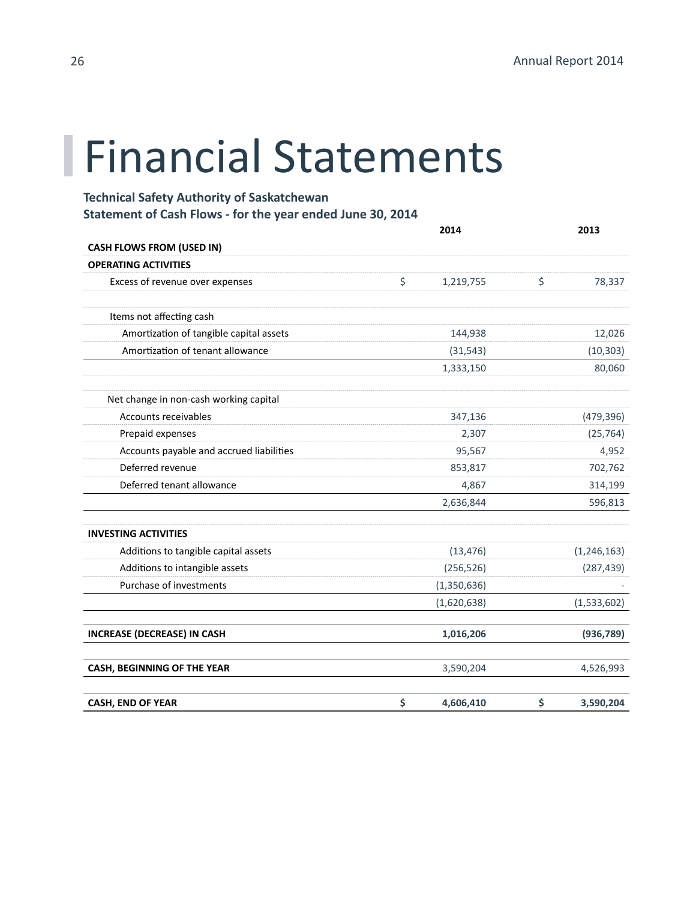# Financial Statements

**Technical Safety Authority of Saskatchewan**
**Statement of Cash Flows - for the year ended June 30, 2014**

| | 2014 | 2013 |
|---|---|---|
| **CASH FLOWS FROM (USED IN)** | | |
| **OPERATING ACTIVITIES** | | |
| Excess of revenue over expenses | $ 1,219,755 | $ 78,337 |
| | | |
| Items not affecting cash | | |
| Amortization of tangible capital assets | 144,938 | 12,026 |
| Amortization of tenant allowance | (31,543) | (10,303) |
| | 1,333,150 | 80,060 |
| | | |
| Net change in non-cash working capital | | |
| Accounts receivables | 347,136 | (479,396) |
| Prepaid expenses | 2,307 | (25,764) |
| Accounts payable and accrued liabilities | 95,567 | 4,952 |
| Deferred revenue | 853,817 | 702,762 |
| Deferred tenant allowance | 4,867 | 314,199 |
| | 2,636,844 | 596,813 |
| | | |
| **INVESTING ACTIVITIES** | | |
| Additions to tangible capital assets | (13,476) | (1,246,163) |
| Additions to intangible assets | (256,526) | (287,439) |
| Purchase of investments | (1,350,636) | - |
| | (1,620,638) | (1,533,602) |
| | | |
| **INCREASE (DECREASE) IN CASH** | **1,016,206** | **(936,789)** |
| | | |
| **CASH, BEGINNING OF THE YEAR** | 3,590,204 | 4,526,993 |
| | | |
| **CASH, END OF YEAR** | **$ 4,606,410** | **$ 3,590,204** |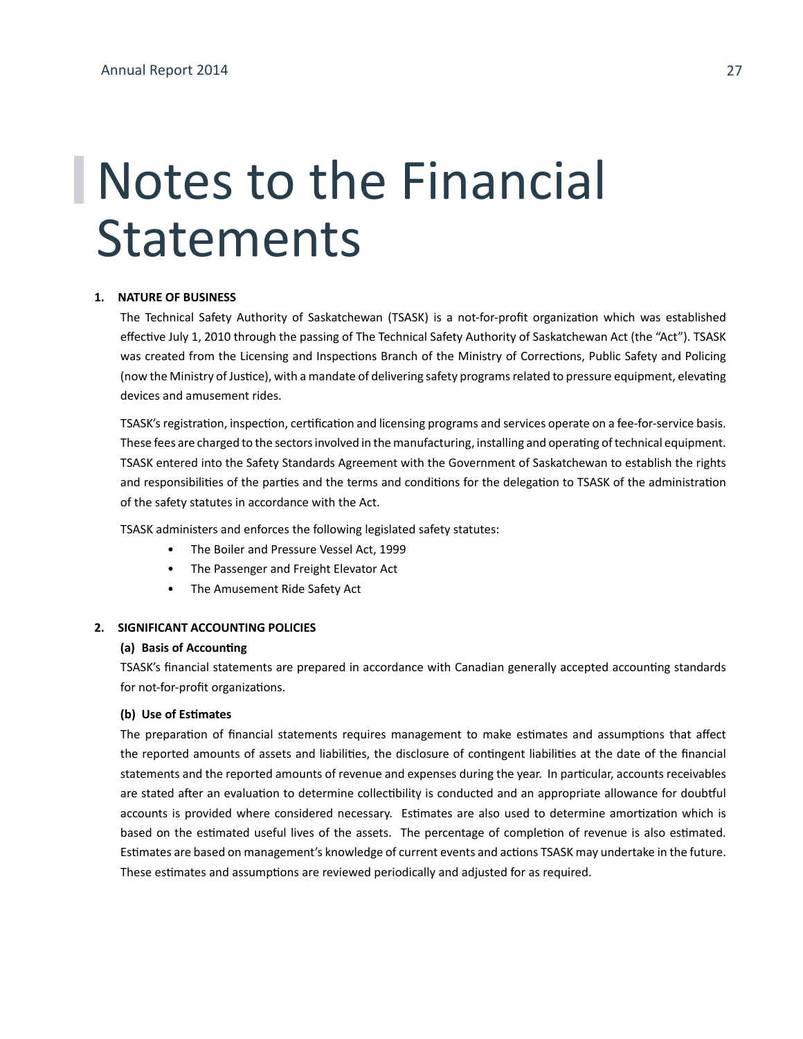# Notes to the Financial Statements

**1. NATURE OF BUSINESS**

The Technical Safety Authority of Saskatchewan (TSASK) is a not-for-profit organization which was established effective July 1, 2010 through the passing of The Technical Safety Authority of Saskatchewan Act (the "Act"). TSASK was created from the Licensing and Inspections Branch of the Ministry of Corrections, Public Safety and Policing (now the Ministry of Justice), with a mandate of delivering safety programs related to pressure equipment, elevating devices and amusement rides.

TSASK's registration, inspection, certification and licensing programs and services operate on a fee-for-service basis. These fees are charged to the sectors involved in the manufacturing, installing and operating of technical equipment. TSASK entered into the Safety Standards Agreement with the Government of Saskatchewan to establish the rights and responsibilities of the parties and the terms and conditions for the delegation to TSASK of the administration of the safety statutes in accordance with the Act.

TSASK administers and enforces the following legislated safety statutes:

- The Boiler and Pressure Vessel Act, 1999
- The Passenger and Freight Elevator Act
- The Amusement Ride Safety Act

**2. SIGNIFICANT ACCOUNTING POLICIES**

**(a) Basis of Accounting**

TSASK's financial statements are prepared in accordance with Canadian generally accepted accounting standards for not-for-profit organizations.

**(b) Use of Estimates**

The preparation of financial statements requires management to make estimates and assumptions that affect the reported amounts of assets and liabilities, the disclosure of contingent liabilities at the date of the financial statements and the reported amounts of revenue and expenses during the year. In particular, accounts receivables are stated after an evaluation to determine collectibility is conducted and an appropriate allowance for doubtful accounts is provided where considered necessary. Estimates are also used to determine amortization which is based on the estimated useful lives of the assets. The percentage of completion of revenue is also estimated. Estimates are based on management's knowledge of current events and actions TSASK may undertake in the future. These estimates and assumptions are reviewed periodically and adjusted for as required.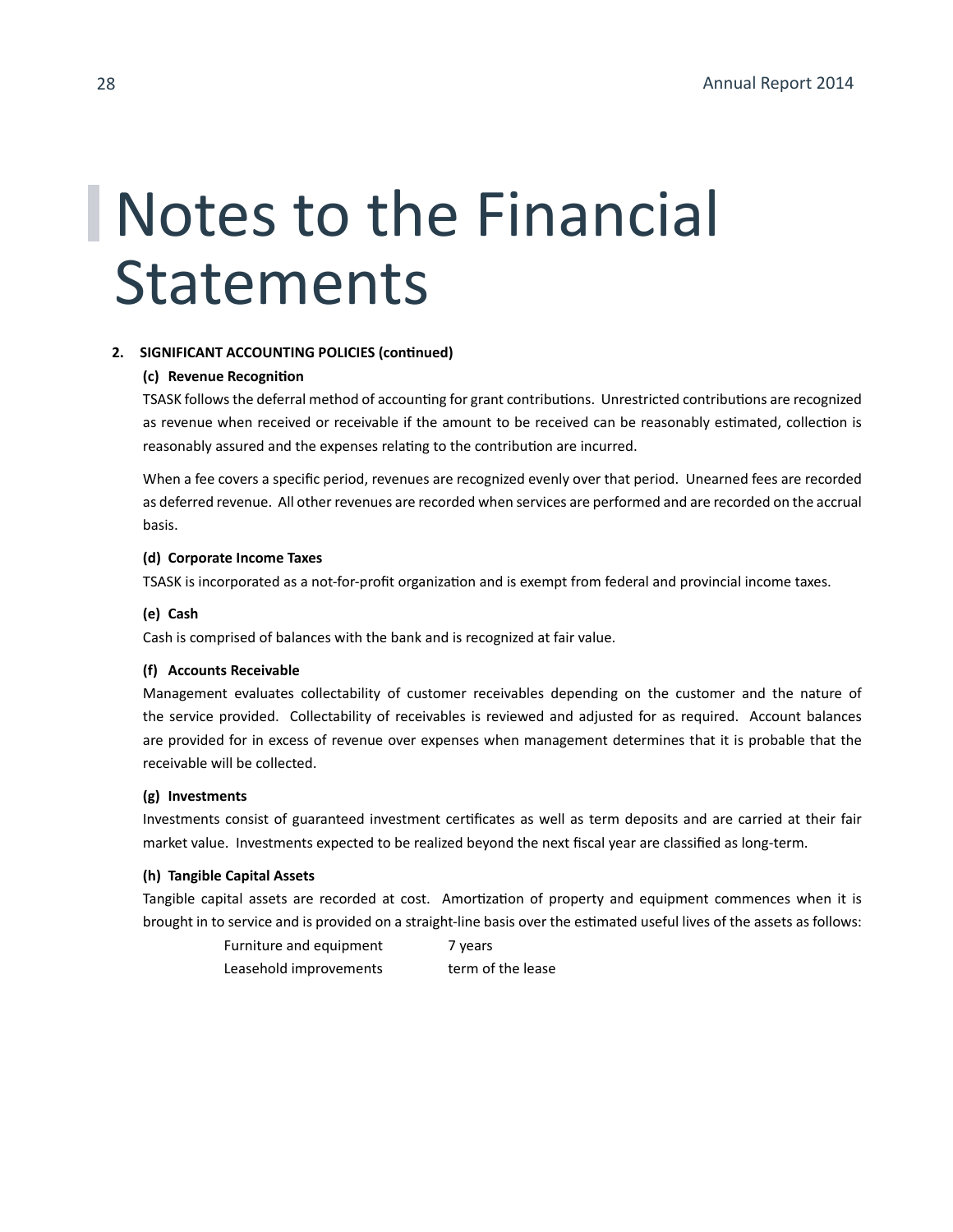# Notes to the Financial Statements

**2. SIGNIFICANT ACCOUNTING POLICIES (continued)**

**(c) Revenue Recognition**

TSASK follows the deferral method of accounting for grant contributions. Unrestricted contributions are recognized as revenue when received or receivable if the amount to be received can be reasonably estimated, collection is reasonably assured and the expenses relating to the contribution are incurred.

When a fee covers a specific period, revenues are recognized evenly over that period. Unearned fees are recorded as deferred revenue. All other revenues are recorded when services are performed and are recorded on the accrual basis.

**(d) Corporate Income Taxes**

TSASK is incorporated as a not-for-profit organization and is exempt from federal and provincial income taxes.

**(e) Cash**

Cash is comprised of balances with the bank and is recognized at fair value.

**(f) Accounts Receivable**

Management evaluates collectability of customer receivables depending on the customer and the nature of the service provided. Collectability of receivables is reviewed and adjusted for as required. Account balances are provided for in excess of revenue over expenses when management determines that it is probable that the receivable will be collected.

**(g) Investments**

Investments consist of guaranteed investment certificates as well as term deposits and are carried at their fair market value. Investments expected to be realized beyond the next fiscal year are classified as long-term.

**(h) Tangible Capital Assets**

Tangible capital assets are recorded at cost. Amortization of property and equipment commences when it is brought in to service and is provided on a straight-line basis over the estimated useful lives of the assets as follows:

| | |
|---|---|
| Furniture and equipment | 7 years |
| Leasehold improvements | term of the lease |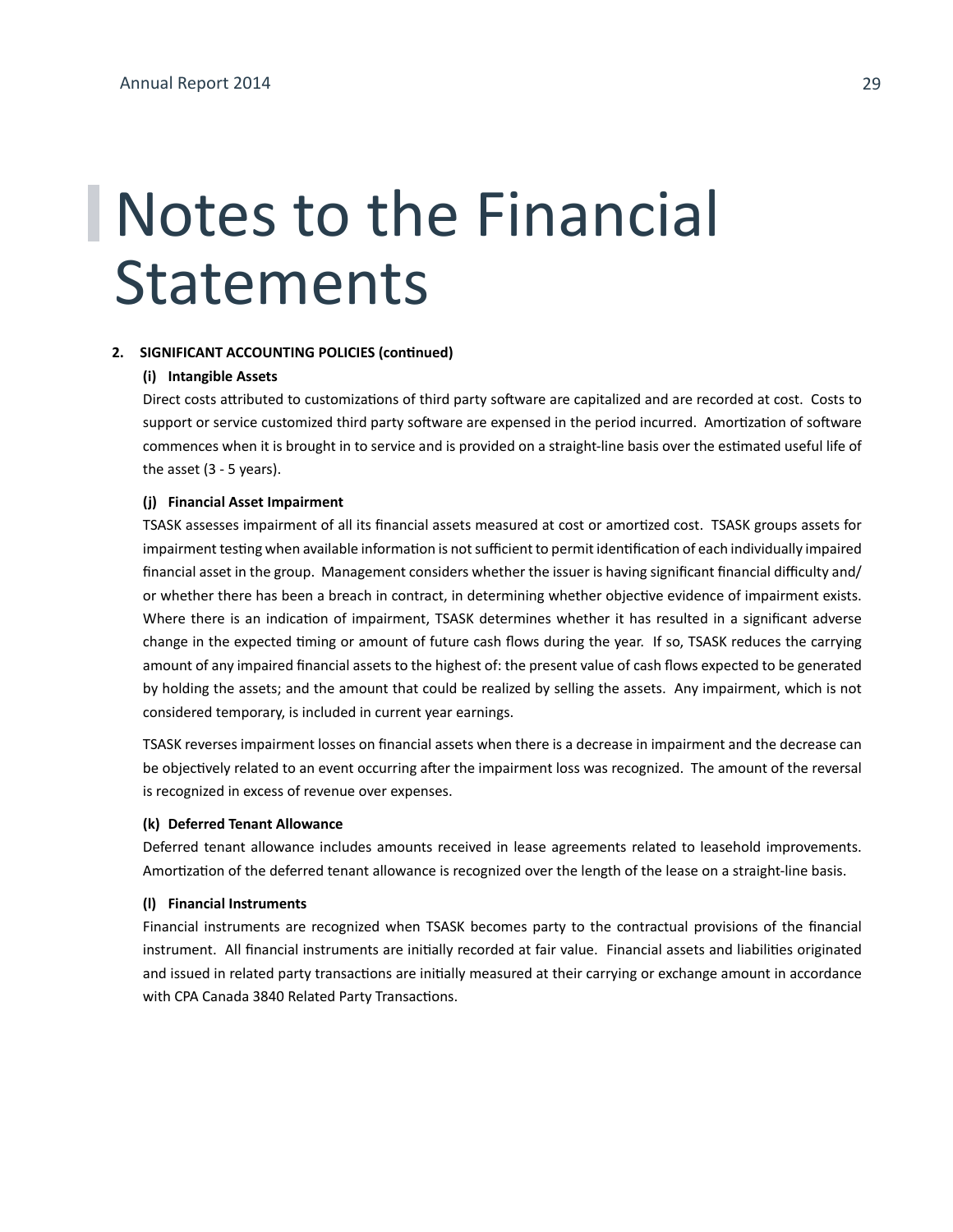# Notes to the Financial Statements

**2. SIGNIFICANT ACCOUNTING POLICIES (continued)**

**(i) Intangible Assets**

Direct costs attributed to customizations of third party software are capitalized and are recorded at cost. Costs to support or service customized third party software are expensed in the period incurred. Amortization of software commences when it is brought in to service and is provided on a straight-line basis over the estimated useful life of the asset (3 - 5 years).

**(j) Financial Asset Impairment**

TSASK assesses impairment of all its financial assets measured at cost or amortized cost. TSASK groups assets for impairment testing when available information is not sufficient to permit identification of each individually impaired financial asset in the group. Management considers whether the issuer is having significant financial difficulty and/or whether there has been a breach in contract, in determining whether objective evidence of impairment exists. Where there is an indication of impairment, TSASK determines whether it has resulted in a significant adverse change in the expected timing or amount of future cash flows during the year. If so, TSASK reduces the carrying amount of any impaired financial assets to the highest of: the present value of cash flows expected to be generated by holding the assets; and the amount that could be realized by selling the assets. Any impairment, which is not considered temporary, is included in current year earnings.

TSASK reverses impairment losses on financial assets when there is a decrease in impairment and the decrease can be objectively related to an event occurring after the impairment loss was recognized. The amount of the reversal is recognized in excess of revenue over expenses.

**(k) Deferred Tenant Allowance**

Deferred tenant allowance includes amounts received in lease agreements related to leasehold improvements. Amortization of the deferred tenant allowance is recognized over the length of the lease on a straight-line basis.

**(l) Financial Instruments**

Financial instruments are recognized when TSASK becomes party to the contractual provisions of the financial instrument. All financial instruments are initially recorded at fair value. Financial assets and liabilities originated and issued in related party transactions are initially measured at their carrying or exchange amount in accordance with CPA Canada 3840 Related Party Transactions.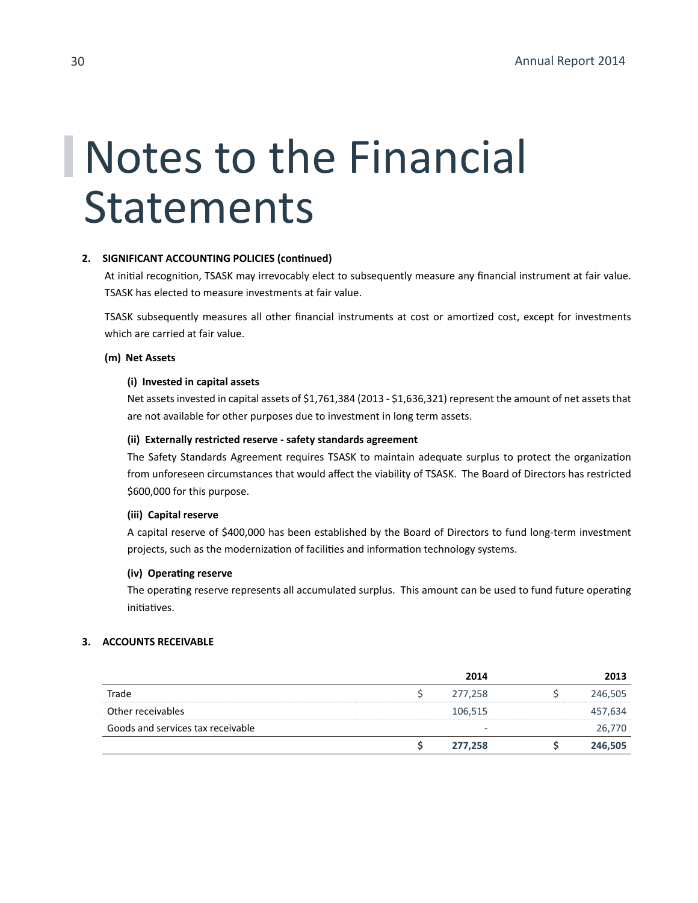# Notes to the Financial Statements

**2. SIGNIFICANT ACCOUNTING POLICIES (continued)**

At initial recognition, TSASK may irrevocably elect to subsequently measure any financial instrument at fair value. TSASK has elected to measure investments at fair value.

TSASK subsequently measures all other financial instruments at cost or amortized cost, except for investments which are carried at fair value.

**(m) Net Assets**

**(i) Invested in capital assets**

Net assets invested in capital assets of $1,761,384 (2013 - $1,636,321) represent the amount of net assets that are not available for other purposes due to investment in long term assets.

**(ii) Externally restricted reserve - safety standards agreement**

The Safety Standards Agreement requires TSASK to maintain adequate surplus to protect the organization from unforeseen circumstances that would affect the viability of TSASK. The Board of Directors has restricted $600,000 for this purpose.

**(iii) Capital reserve**

A capital reserve of $400,000 has been established by the Board of Directors to fund long-term investment projects, such as the modernization of facilities and information technology systems.

**(iv) Operating reserve**

The operating reserve represents all accumulated surplus. This amount can be used to fund future operating initiatives.

**3. ACCOUNTS RECEIVABLE**

| | | 2014 | | 2013 |
|---|---|---|---|---|
| Trade | $ | 277,258 | $ | 246,505 |
| Other receivables | | 106,515 | | 457,634 |
| Goods and services tax receivable | | - | | 26,770 |
| | **$** | **277,258** | **$** | **246,505** |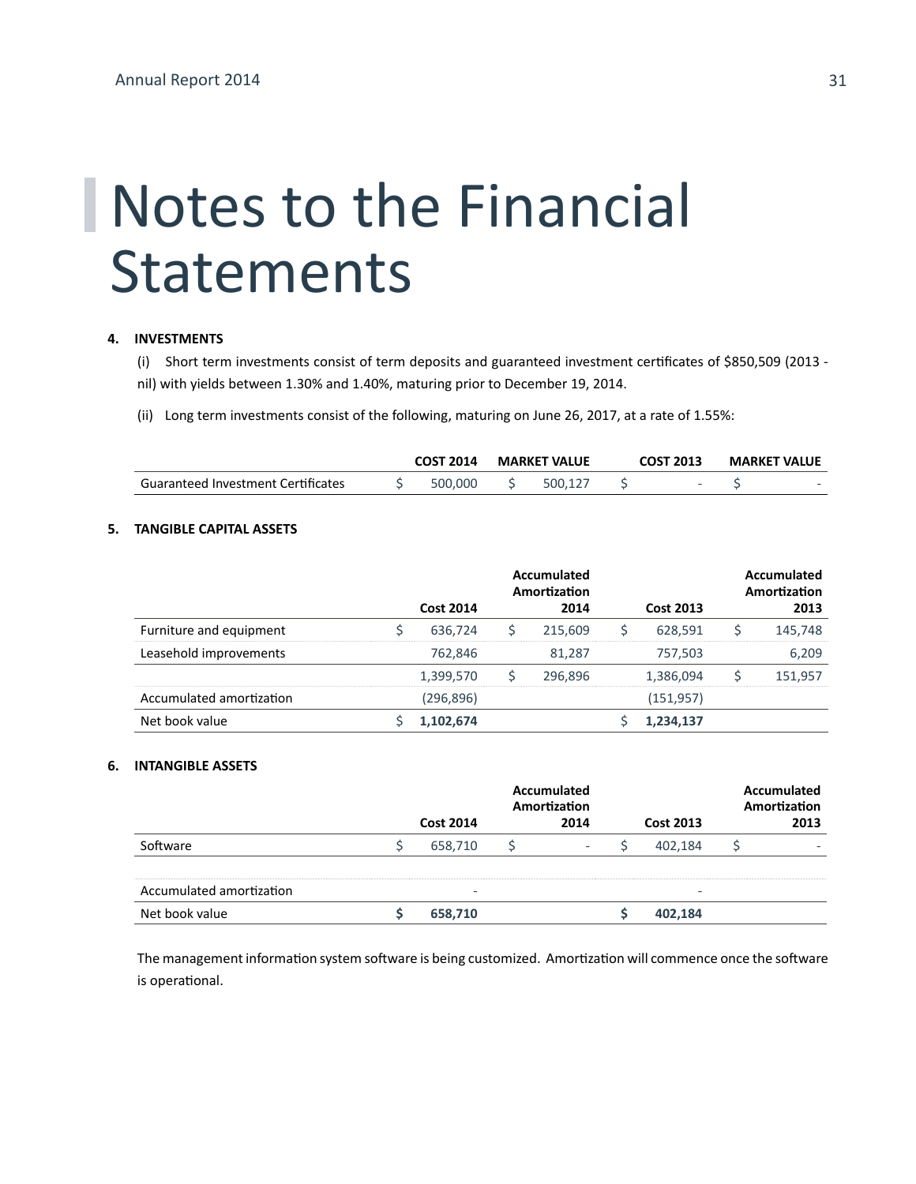# Notes to the Financial Statements

**4. INVESTMENTS**

(i) Short term investments consist of term deposits and guaranteed investment certificates of $850,509 (2013 - nil) with yields between 1.30% and 1.40%, maturing prior to December 19, 2014.

(ii) Long term investments consist of the following, maturing on June 26, 2017, at a rate of 1.55%:

| | COST 2014 | MARKET VALUE | COST 2013 | MARKET VALUE |
|---|---|---|---|---|
| Guaranteed Investment Certificates | $ 500,000 | $ 500,127 | $ - | $ - |

**5. TANGIBLE CAPITAL ASSETS**

| | Cost 2014 | Accumulated Amortization 2014 | Cost 2013 | Accumulated Amortization 2013 |
|---|---|---|---|---|
| Furniture and equipment | $ 636,724 | $ 215,609 | $ 628,591 | $ 145,748 |
| Leasehold improvements | 762,846 | 81,287 | 757,503 | 6,209 |
| | 1,399,570 | $ 296,896 | 1,386,094 | $ 151,957 |
| Accumulated amortization | (296,896) | | (151,957) | |
| Net book value | $ **1,102,674** | | $ **1,234,137** | |

**6. INTANGIBLE ASSETS**

| | Cost 2014 | Accumulated Amortization 2014 | Cost 2013 | Accumulated Amortization 2013 |
|---|---|---|---|---|
| Software | $ 658,710 | $ - | $ 402,184 | $ - |
| | | | | |
| Accumulated amortization | - | | - | |
| Net book value | **$ 658,710** | | **$ 402,184** | |

The management information system software is being customized. Amortization will commence once the software is operational.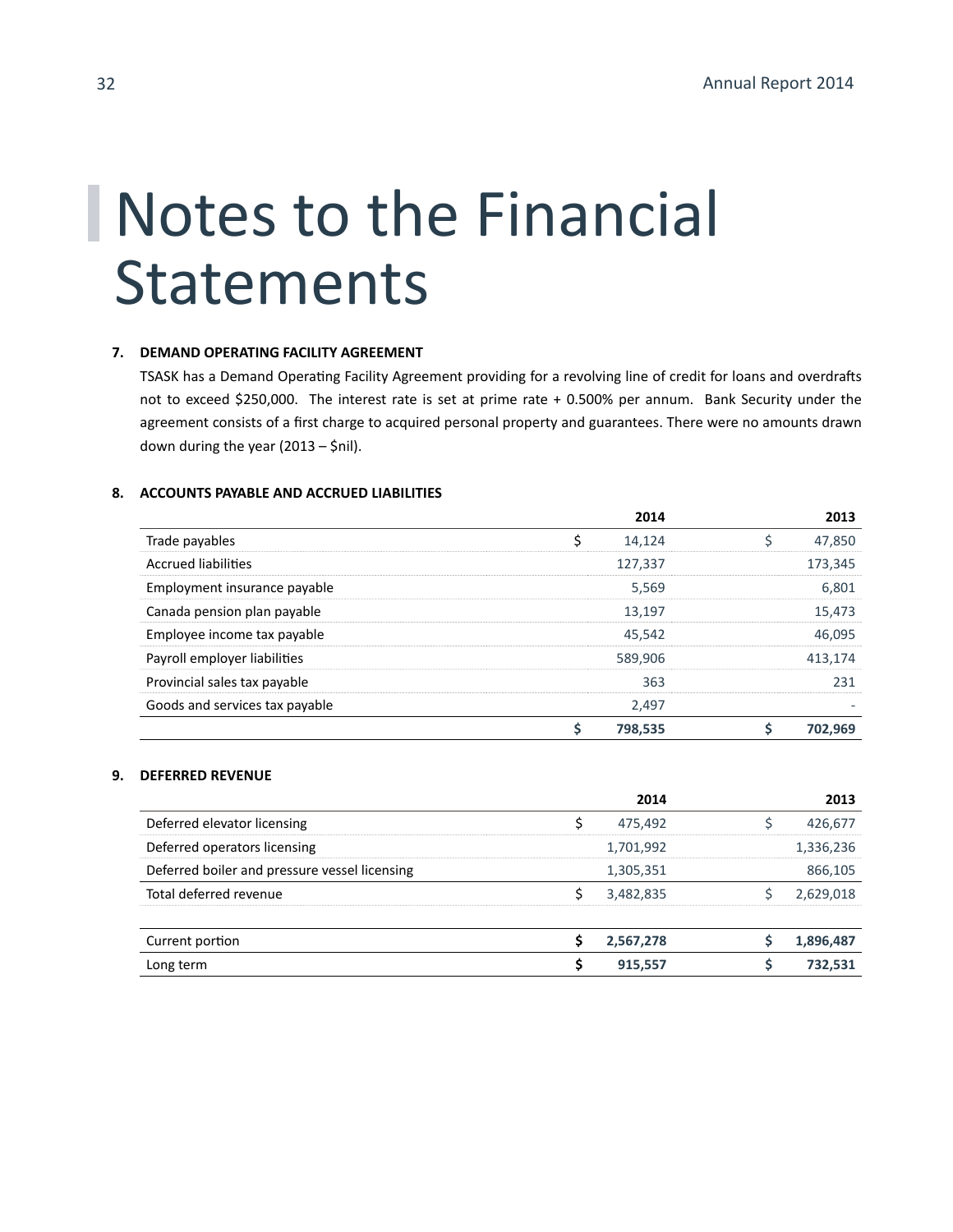# Notes to the Financial Statements

**7. DEMAND OPERATING FACILITY AGREEMENT**

TSASK has a Demand Operating Facility Agreement providing for a revolving line of credit for loans and overdrafts not to exceed $250,000. The interest rate is set at prime rate + 0.500% per annum. Bank Security under the agreement consists of a first charge to acquired personal property and guarantees. There were no amounts drawn down during the year (2013 – $nil).

**8. ACCOUNTS PAYABLE AND ACCRUED LIABILITIES**

| | 2014 | 2013 |
|---|---|---|
| Trade payables | $ 14,124 | $ 47,850 |
| Accrued liabilities | 127,337 | 173,345 |
| Employment insurance payable | 5,569 | 6,801 |
| Canada pension plan payable | 13,197 | 15,473 |
| Employee income tax payable | 45,542 | 46,095 |
| Payroll employer liabilities | 589,906 | 413,174 |
| Provincial sales tax payable | 363 | 231 |
| Goods and services tax payable | 2,497 | - |
| | **$ 798,535** | **$ 702,969** |

**9. DEFERRED REVENUE**

| | 2014 | 2013 |
|---|---|---|
| Deferred elevator licensing | $ 475,492 | $ 426,677 |
| Deferred operators licensing | 1,701,992 | 1,336,236 |
| Deferred boiler and pressure vessel licensing | 1,305,351 | 866,105 |
| Total deferred revenue | $ 3,482,835 | $ 2,629,018 |
| | | |
| Current portion | **$ 2,567,278** | **$ 1,896,487** |
| Long term | **$ 915,557** | **$ 732,531** |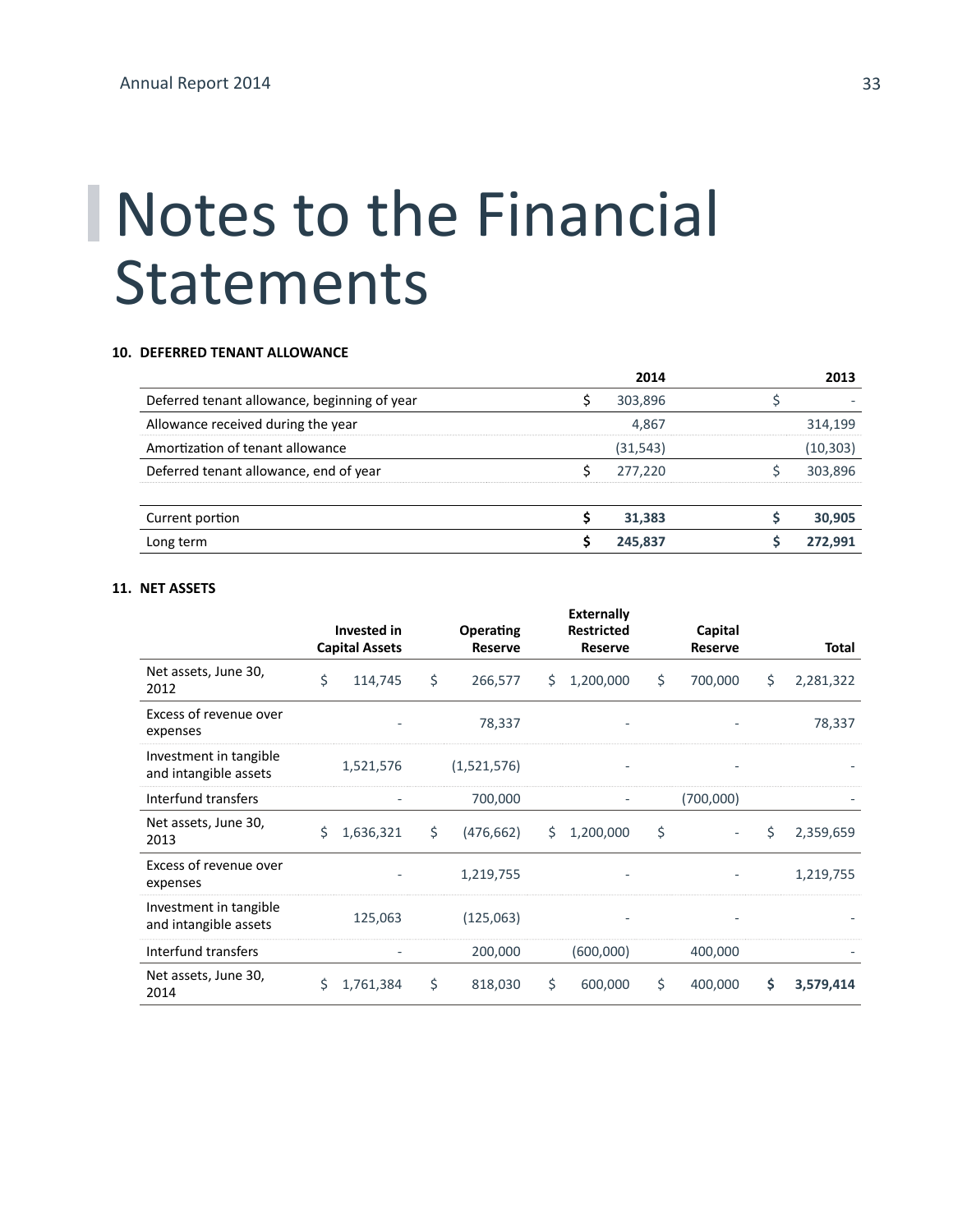# Notes to the Financial Statements

**10. DEFERRED TENANT ALLOWANCE**

| | 2014 | 2013 |
|---|---|---|
| Deferred tenant allowance, beginning of year | $ 303,896 | $ - |
| Allowance received during the year | 4,867 | 314,199 |
| Amortization of tenant allowance | (31,543) | (10,303) |
| Deferred tenant allowance, end of year | $ 277,220 | $ 303,896 |
| | | |
| Current portion | **$ 31,383** | **$ 30,905** |
| Long term | **$ 245,837** | **$ 272,991** |

**11. NET ASSETS**

| | Invested in Capital Assets | Operating Reserve | Externally Restricted Reserve | Capital Reserve | Total |
|---|---|---|---|---|---|
| Net assets, June 30, 2012 | $ 114,745 | $ 266,577 | $ 1,200,000 | $ 700,000 | $ 2,281,322 |
| Excess of revenue over expenses | - | 78,337 | - | - | 78,337 |
| Investment in tangible and intangible assets | 1,521,576 | (1,521,576) | - | - | - |
| Interfund transfers | - | 700,000 | - | (700,000) | - |
| Net assets, June 30, 2013 | $ 1,636,321 | $ (476,662) | $ 1,200,000 | $ - | $ 2,359,659 |
| Excess of revenue over expenses | - | 1,219,755 | - | - | 1,219,755 |
| Investment in tangible and intangible assets | 125,063 | (125,063) | - | - | - |
| Interfund transfers | - | 200,000 | (600,000) | 400,000 | - |
| Net assets, June 30, 2014 | $ 1,761,384 | $ 818,030 | $ 600,000 | $ 400,000 | **$ 3,579,414** |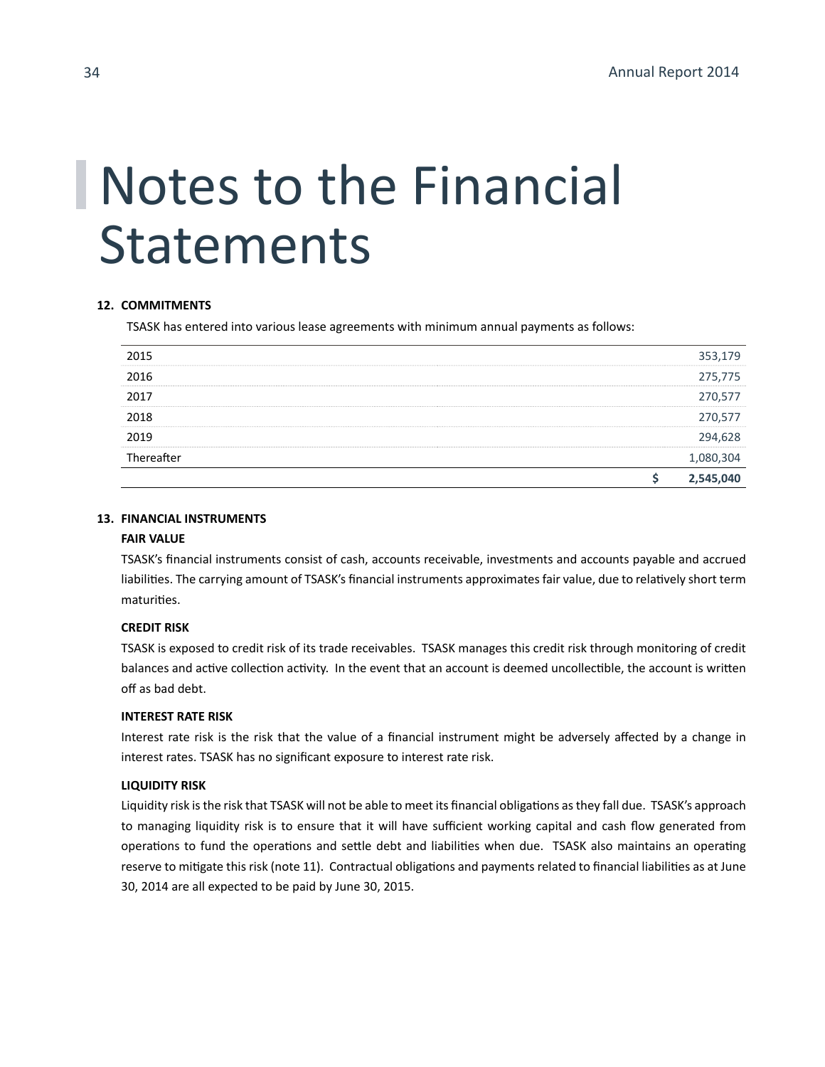# Notes to the Financial Statements

**12. COMMITMENTS**

TSASK has entered into various lease agreements with minimum annual payments as follows:

| | |
|---|---|
| 2015 | 353,179 |
| 2016 | 275,775 |
| 2017 | 270,577 |
| 2018 | 270,577 |
| 2019 | 294,628 |
| Thereafter | 1,080,304 |
| | **$ 2,545,040** |

**13. FINANCIAL INSTRUMENTS**

**FAIR VALUE**

TSASK's financial instruments consist of cash, accounts receivable, investments and accounts payable and accrued liabilities. The carrying amount of TSASK's financial instruments approximates fair value, due to relatively short term maturities.

**CREDIT RISK**

TSASK is exposed to credit risk of its trade receivables. TSASK manages this credit risk through monitoring of credit balances and active collection activity. In the event that an account is deemed uncollectible, the account is written off as bad debt.

**INTEREST RATE RISK**

Interest rate risk is the risk that the value of a financial instrument might be adversely affected by a change in interest rates. TSASK has no significant exposure to interest rate risk.

**LIQUIDITY RISK**

Liquidity risk is the risk that TSASK will not be able to meet its financial obligations as they fall due. TSASK's approach to managing liquidity risk is to ensure that it will have sufficient working capital and cash flow generated from operations to fund the operations and settle debt and liabilities when due. TSASK also maintains an operating reserve to mitigate this risk (note 11). Contractual obligations and payments related to financial liabilities as at June 30, 2014 are all expected to be paid by June 30, 2015.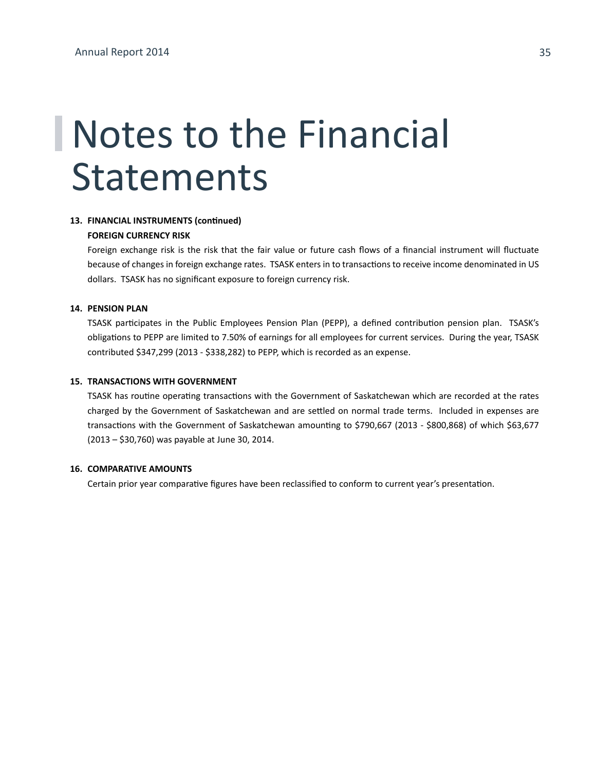# Notes to the Financial Statements

**13. FINANCIAL INSTRUMENTS (continued)**

**FOREIGN CURRENCY RISK**

Foreign exchange risk is the risk that the fair value or future cash flows of a financial instrument will fluctuate because of changes in foreign exchange rates. TSASK enters in to transactions to receive income denominated in US dollars. TSASK has no significant exposure to foreign currency risk.

**14. PENSION PLAN**

TSASK participates in the Public Employees Pension Plan (PEPP), a defined contribution pension plan. TSASK's obligations to PEPP are limited to 7.50% of earnings for all employees for current services. During the year, TSASK contributed $347,299 (2013 - $338,282) to PEPP, which is recorded as an expense.

**15. TRANSACTIONS WITH GOVERNMENT**

TSASK has routine operating transactions with the Government of Saskatchewan which are recorded at the rates charged by the Government of Saskatchewan and are settled on normal trade terms. Included in expenses are transactions with the Government of Saskatchewan amounting to $790,667 (2013 - $800,868) of which $63,677 (2013 – $30,760) was payable at June 30, 2014.

**16. COMPARATIVE AMOUNTS**

Certain prior year comparative figures have been reclassified to conform to current year's presentation.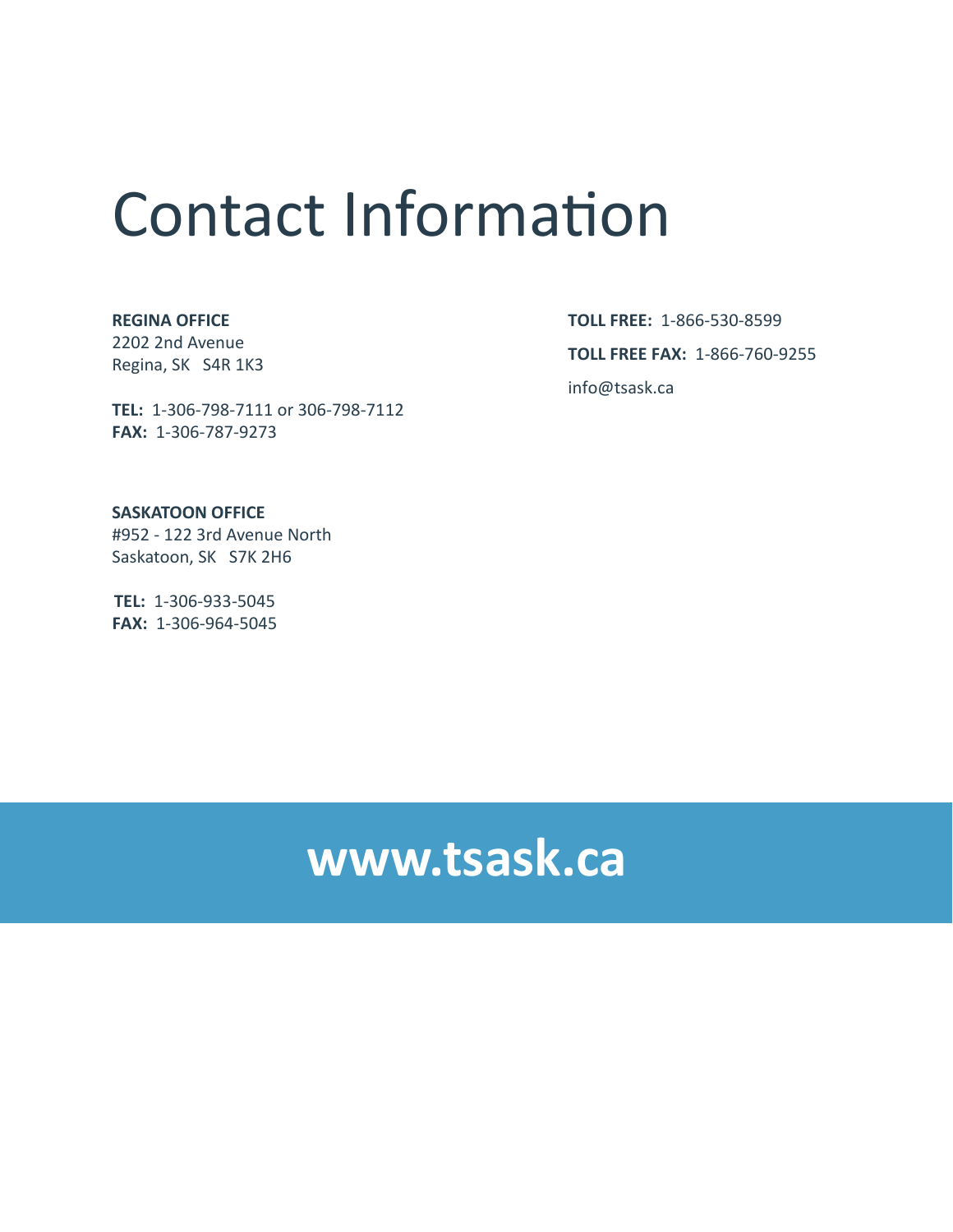# Contact Information

**REGINA OFFICE**
2202 2nd Avenue
Regina, SK S4R 1K3

**TEL:** 1-306-798-7111 or 306-798-7112
**FAX:** 1-306-787-9273

**SASKATOON OFFICE**
#952 - 122 3rd Avenue North
Saskatoon, SK S7K 2H6

**TEL:** 1-306-933-5045
**FAX:** 1-306-964-5045

**TOLL FREE:** 1-866-530-8599

**TOLL FREE FAX:** 1-866-760-9255

info@tsask.ca

**www.tsask.ca**